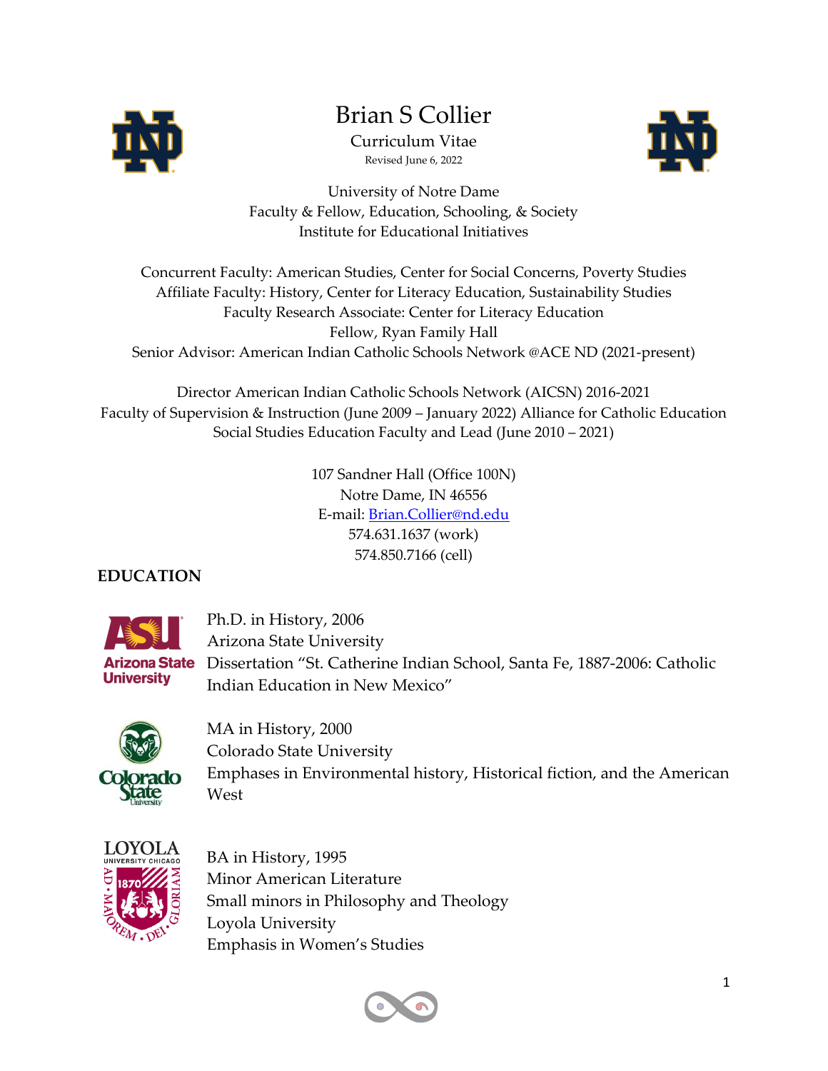# Brian S Collier

Curriculum Vitae

Revised June 6, 2022

University of Notre Dame
Faculty & Fellow, Education, Schooling, & Society
Institute for Educational Initiatives

Concurrent Faculty: American Studies, Center for Social Concerns, Poverty Studies
Affiliate Faculty: History, Center for Literacy Education, Sustainability Studies
Faculty Research Associate: Center for Literacy Education
Fellow, Ryan Family Hall
Senior Advisor: American Indian Catholic Schools Network @ACE ND (2021-present)

Director American Indian Catholic Schools Network (AICSN) 2016-2021
Faculty of Supervision & Instruction (June 2009 – January 2022) Alliance for Catholic Education
Social Studies Education Faculty and Lead (June 2010 – 2021)

107 Sandner Hall (Office 100N)
Notre Dame, IN 46556
E-mail: Brian.Collier@nd.edu
574.631.1637 (work)
574.850.7166 (cell)

## EDUCATION

Ph.D. in History, 2006
Arizona State University
Dissertation "St. Catherine Indian School, Santa Fe, 1887-2006: Catholic Indian Education in New Mexico"

MA in History, 2000
Colorado State University
Emphases in Environmental history, Historical fiction, and the American West

BA in History, 1995
Minor American Literature
Small minors in Philosophy and Theology
Loyola University
Emphasis in Women's Studies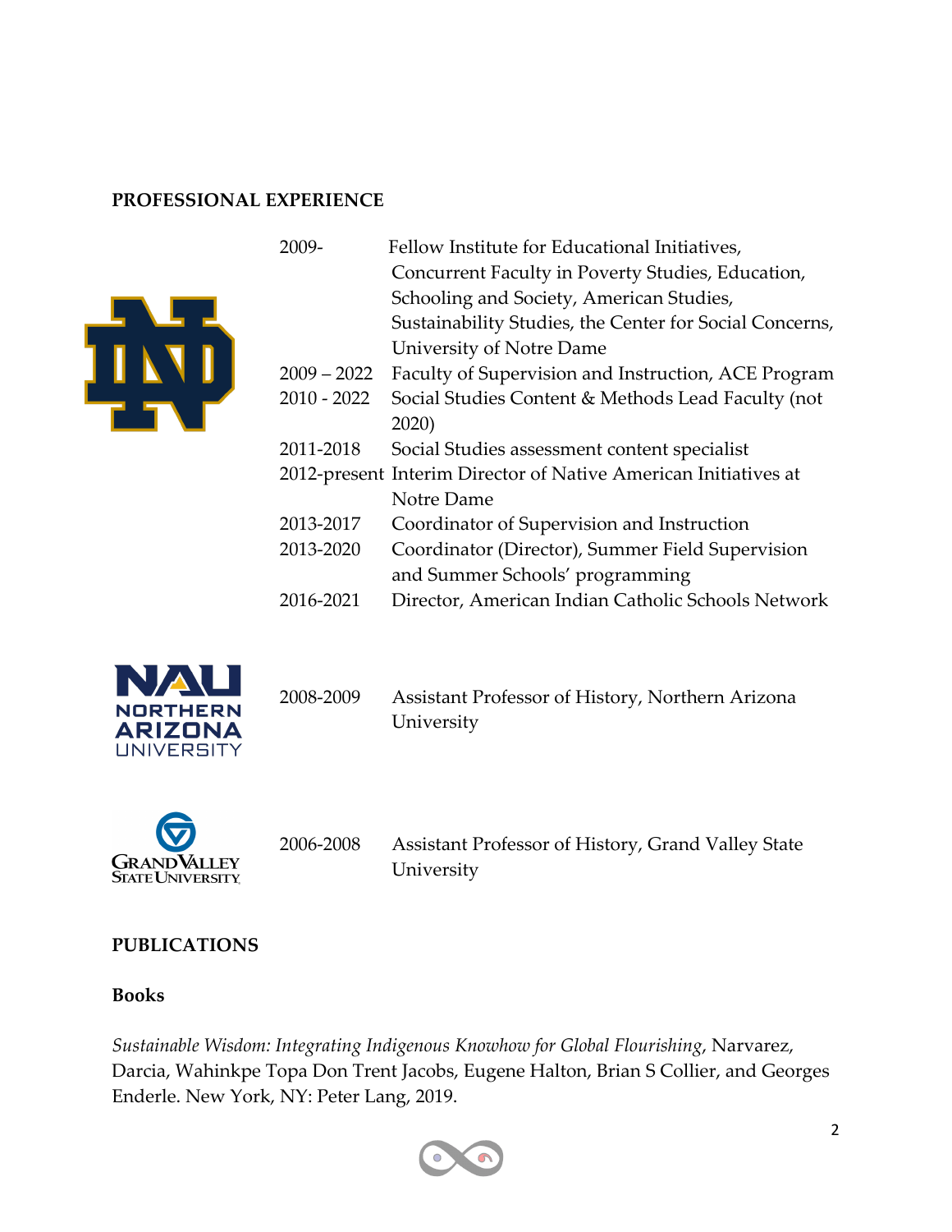## PROFESSIONAL EXPERIENCE

| | |
|---|---|
| 2009- | Fellow Institute for Educational Initiatives, Concurrent Faculty in Poverty Studies, Education, Schooling and Society, American Studies, Sustainability Studies, the Center for Social Concerns, University of Notre Dame |
| 2009 – 2022 | Faculty of Supervision and Instruction, ACE Program |
| 2010 - 2022 | Social Studies Content & Methods Lead Faculty (not 2020) |
| 2011-2018 | Social Studies assessment content specialist |
| 2012-present | Interim Director of Native American Initiatives at Notre Dame |
| 2013-2017 | Coordinator of Supervision and Instruction |
| 2013-2020 | Coordinator (Director), Summer Field Supervision and Summer Schools' programming |
| 2016-2021 | Director, American Indian Catholic Schools Network |
| 2008-2009 | Assistant Professor of History, Northern Arizona University |
| 2006-2008 | Assistant Professor of History, Grand Valley State University |

## PUBLICATIONS

### Books

*Sustainable Wisdom: Integrating Indigenous Knowhow for Global Flourishing*, Narvarez, Darcia, Wahinkpe Topa Don Trent Jacobs, Eugene Halton, Brian S Collier, and Georges Enderle. New York, NY: Peter Lang, 2019.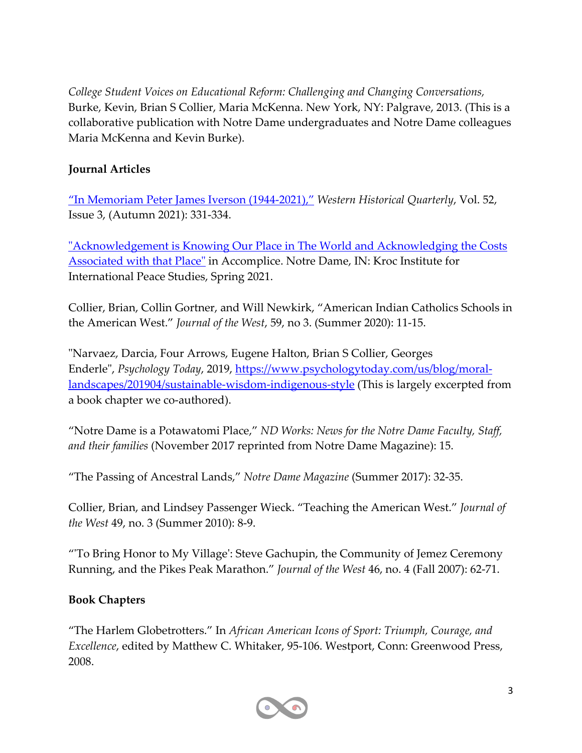*College Student Voices on Educational Reform: Challenging and Changing Conversations,* Burke, Kevin, Brian S Collier, Maria McKenna. New York, NY: Palgrave, 2013. (This is a collaborative publication with Notre Dame undergraduates and Notre Dame colleagues Maria McKenna and Kevin Burke).

**Journal Articles**

"In Memoriam Peter James Iverson (1944-2021)," *Western Historical Quarterly*, Vol. 52, Issue 3, (Autumn 2021): 331-334.

"Acknowledgement is Knowing Our Place in The World and Acknowledging the Costs Associated with that Place" in Accomplice. Notre Dame, IN: Kroc Institute for International Peace Studies, Spring 2021.

Collier, Brian, Collin Gortner, and Will Newkirk, "American Indian Catholics Schools in the American West." *Journal of the West*, 59, no 3. (Summer 2020): 11-15.

"Narvaez, Darcia, Four Arrows, Eugene Halton, Brian S Collier, Georges Enderle", *Psychology Today*, 2019, https://www.psychologytoday.com/us/blog/moral-landscapes/201904/sustainable-wisdom-indigenous-style (This is largely excerpted from a book chapter we co-authored).

"Notre Dame is a Potawatomi Place," *ND Works: News for the Notre Dame Faculty, Staff, and their families* (November 2017 reprinted from Notre Dame Magazine): 15.

"The Passing of Ancestral Lands," *Notre Dame Magazine* (Summer 2017): 32-35.

Collier, Brian, and Lindsey Passenger Wieck. "Teaching the American West." *Journal of the West* 49, no. 3 (Summer 2010): 8-9.

"'To Bring Honor to My Village': Steve Gachupin, the Community of Jemez Ceremony Running, and the Pikes Peak Marathon." *Journal of the West* 46, no. 4 (Fall 2007): 62-71.

**Book Chapters**

"The Harlem Globetrotters." In *African American Icons of Sport: Triumph, Courage, and Excellence*, edited by Matthew C. Whitaker, 95-106. Westport, Conn: Greenwood Press, 2008.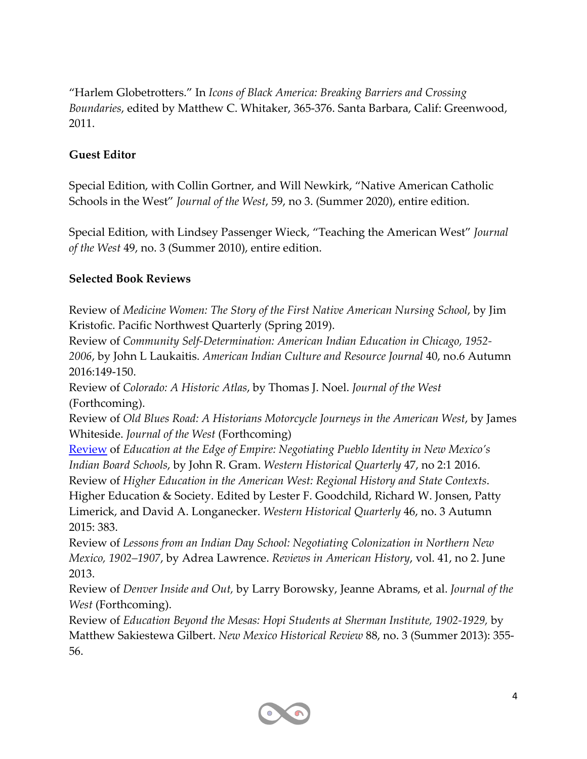"Harlem Globetrotters." In *Icons of Black America: Breaking Barriers and Crossing Boundaries*, edited by Matthew C. Whitaker, 365-376. Santa Barbara, Calif: Greenwood, 2011.

**Guest Editor**

Special Edition, with Collin Gortner, and Will Newkirk, "Native American Catholic Schools in the West" *Journal of the West*, 59, no 3. (Summer 2020), entire edition.

Special Edition, with Lindsey Passenger Wieck, "Teaching the American West" *Journal of the West* 49, no. 3 (Summer 2010), entire edition.

**Selected Book Reviews**

Review of *Medicine Women: The Story of the First Native American Nursing School*, by Jim Kristofic. Pacific Northwest Quarterly (Spring 2019).
Review of *Community Self-Determination: American Indian Education in Chicago, 1952-2006*, by John L Laukaitis. *American Indian Culture and Resource Journal* 40, no.6 Autumn 2016:149-150.
Review of *Colorado: A Historic Atlas*, by Thomas J. Noel. *Journal of the West* (Forthcoming).
Review of *Old Blues Road: A Historians Motorcycle Journeys in the American West*, by James Whiteside. *Journal of the West* (Forthcoming)
Review of *Education at the Edge of Empire: Negotiating Pueblo Identity in New Mexico's Indian Board Schools*, by John R. Gram. *Western Historical Quarterly* 47, no 2:1 2016.
Review of *Higher Education in the American West: Regional History and State Contexts*. Higher Education & Society. Edited by Lester F. Goodchild, Richard W. Jonsen, Patty Limerick, and David A. Longanecker. *Western Historical Quarterly* 46, no. 3 Autumn 2015: 383.
Review of *Lessons from an Indian Day School: Negotiating Colonization in Northern New Mexico, 1902–1907*, by Adrea Lawrence. *Reviews in American History*, vol. 41, no 2. June 2013.
Review of *Denver Inside and Out,* by Larry Borowsky, Jeanne Abrams, et al. *Journal of the West* (Forthcoming).
Review of *Education Beyond the Mesas: Hopi Students at Sherman Institute, 1902-1929,* by Matthew Sakiestewa Gilbert. *New Mexico Historical Review* 88, no. 3 (Summer 2013): 355-56.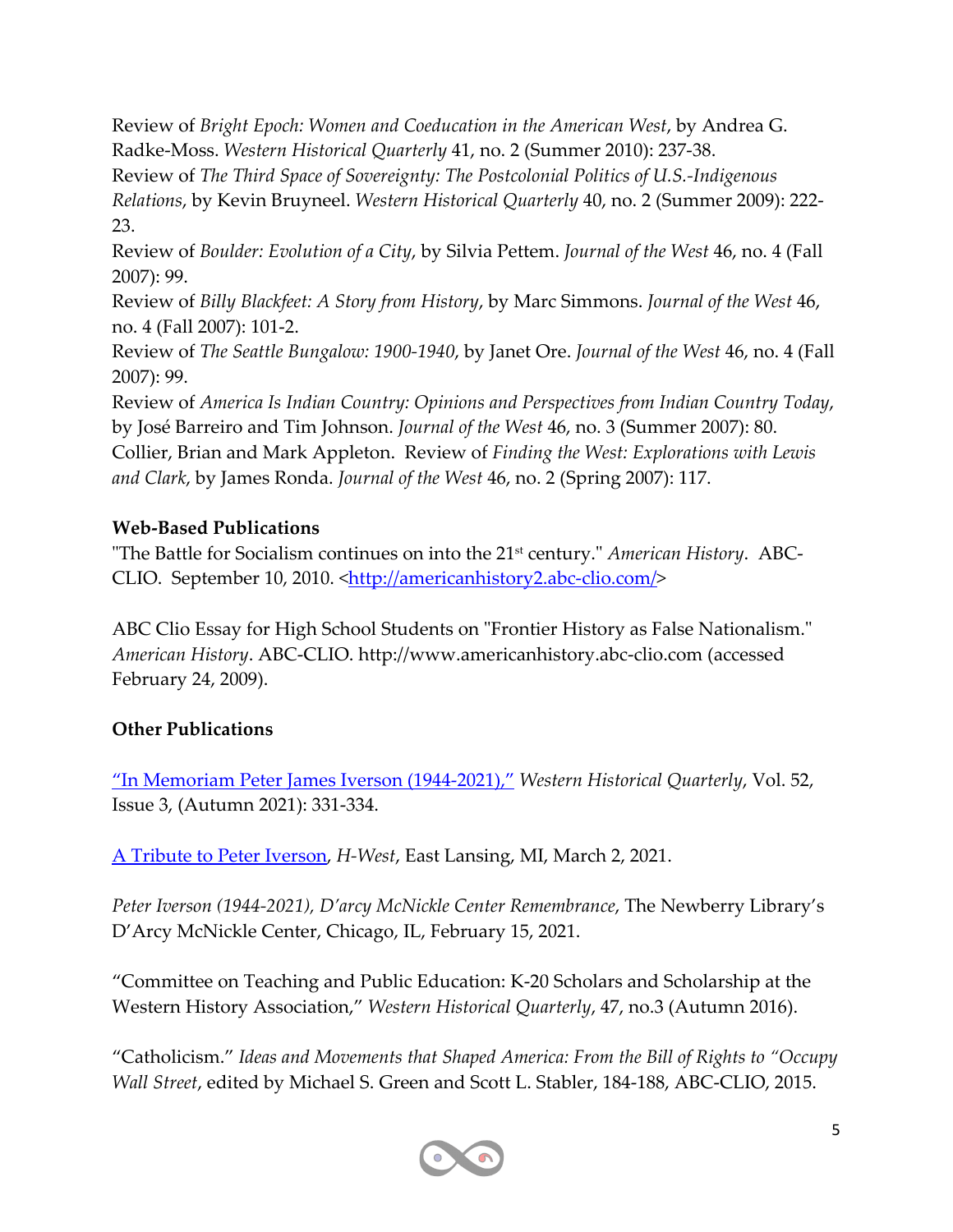Review of *Bright Epoch: Women and Coeducation in the American West*, by Andrea G. Radke-Moss. *Western Historical Quarterly* 41, no. 2 (Summer 2010): 237-38.
Review of *The Third Space of Sovereignty: The Postcolonial Politics of U.S.-Indigenous Relations*, by Kevin Bruyneel. *Western Historical Quarterly* 40, no. 2 (Summer 2009): 222-23.
Review of *Boulder: Evolution of a City*, by Silvia Pettem. *Journal of the West* 46, no. 4 (Fall 2007): 99.
Review of *Billy Blackfeet: A Story from History*, by Marc Simmons. *Journal of the West* 46, no. 4 (Fall 2007): 101-2.
Review of *The Seattle Bungalow: 1900-1940*, by Janet Ore. *Journal of the West* 46, no. 4 (Fall 2007): 99.
Review of *America Is Indian Country: Opinions and Perspectives from Indian Country Today*, by José Barreiro and Tim Johnson. *Journal of the West* 46, no. 3 (Summer 2007): 80.
Collier, Brian and Mark Appleton. Review of *Finding the West: Explorations with Lewis and Clark*, by James Ronda. *Journal of the West* 46, no. 2 (Spring 2007): 117.

**Web-Based Publications**

"The Battle for Socialism continues on into the 21st century." *American History*. ABC-CLIO. September 10, 2010. <http://americanhistory2.abc-clio.com/>

ABC Clio Essay for High School Students on "Frontier History as False Nationalism." *American History*. ABC-CLIO. http://www.americanhistory.abc-clio.com (accessed February 24, 2009).

**Other Publications**

"In Memoriam Peter James Iverson (1944-2021)," *Western Historical Quarterly*, Vol. 52, Issue 3, (Autumn 2021): 331-334.

A Tribute to Peter Iverson, *H-West*, East Lansing, MI, March 2, 2021.

*Peter Iverson (1944-2021), D'arcy McNickle Center Remembrance*, The Newberry Library's D'Arcy McNickle Center, Chicago, IL, February 15, 2021.

"Committee on Teaching and Public Education: K-20 Scholars and Scholarship at the Western History Association," *Western Historical Quarterly*, 47, no.3 (Autumn 2016).

"Catholicism." *Ideas and Movements that Shaped America: From the Bill of Rights to "Occupy Wall Street*, edited by Michael S. Green and Scott L. Stabler, 184-188, ABC-CLIO, 2015.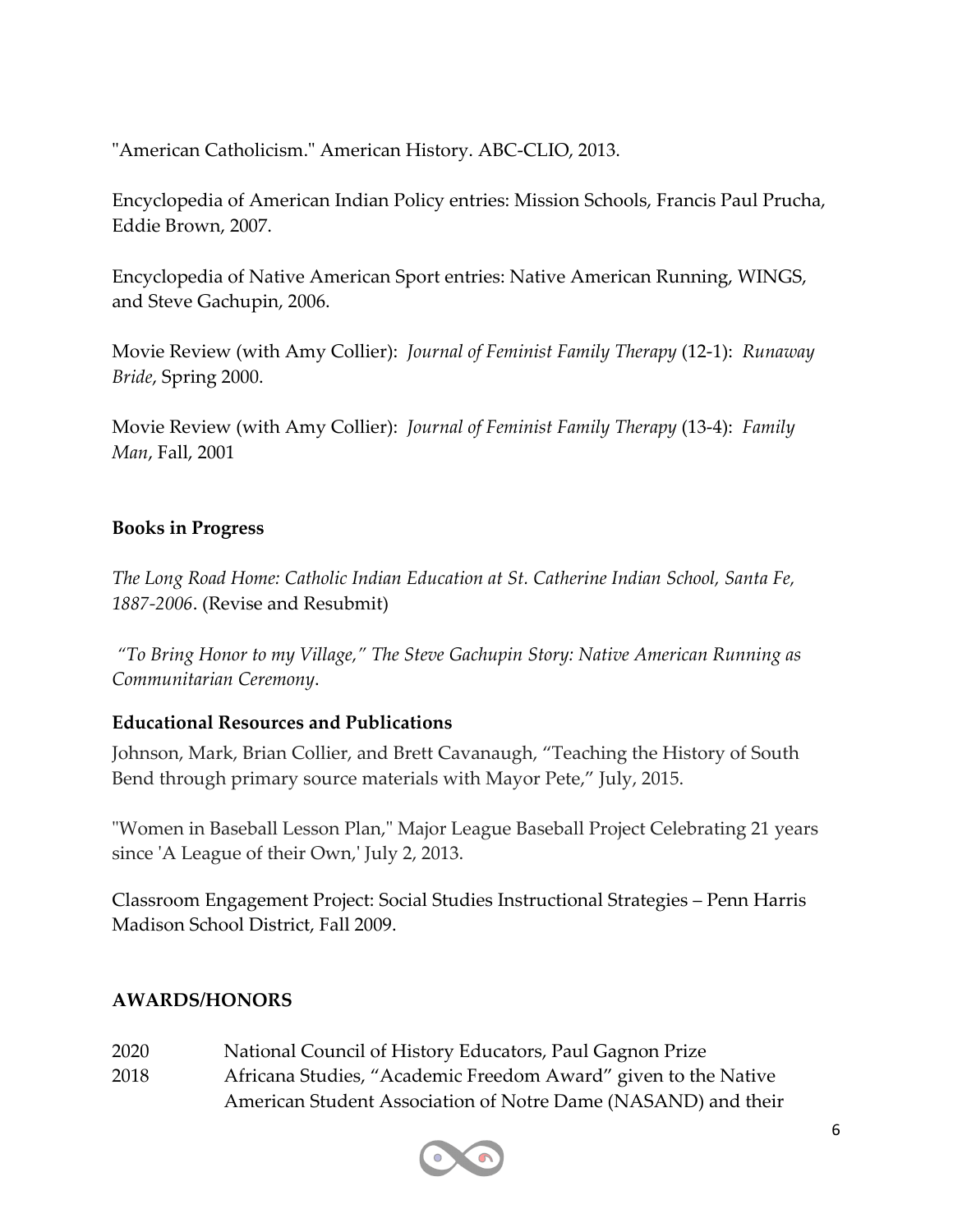"American Catholicism." American History. ABC-CLIO, 2013.

Encyclopedia of American Indian Policy entries: Mission Schools, Francis Paul Prucha, Eddie Brown, 2007.

Encyclopedia of Native American Sport entries: Native American Running, WINGS, and Steve Gachupin, 2006.

Movie Review (with Amy Collier): *Journal of Feminist Family Therapy* (12-1): *Runaway Bride*, Spring 2000.

Movie Review (with Amy Collier): *Journal of Feminist Family Therapy* (13-4): *Family Man*, Fall, 2001

**Books in Progress**

*The Long Road Home: Catholic Indian Education at St. Catherine Indian School, Santa Fe, 1887-2006*. (Revise and Resubmit)

*"To Bring Honor to my Village," The Steve Gachupin Story: Native American Running as Communitarian Ceremony*.

**Educational Resources and Publications**

Johnson, Mark, Brian Collier, and Brett Cavanaugh, "Teaching the History of South Bend through primary source materials with Mayor Pete," July, 2015.

"Women in Baseball Lesson Plan," Major League Baseball Project Celebrating 21 years since 'A League of their Own,' July 2, 2013.

Classroom Engagement Project: Social Studies Instructional Strategies – Penn Harris Madison School District, Fall 2009.

**AWARDS/HONORS**

2020 National Council of History Educators, Paul Gagnon Prize

2018 Africana Studies, "Academic Freedom Award" given to the Native American Student Association of Notre Dame (NASAND) and their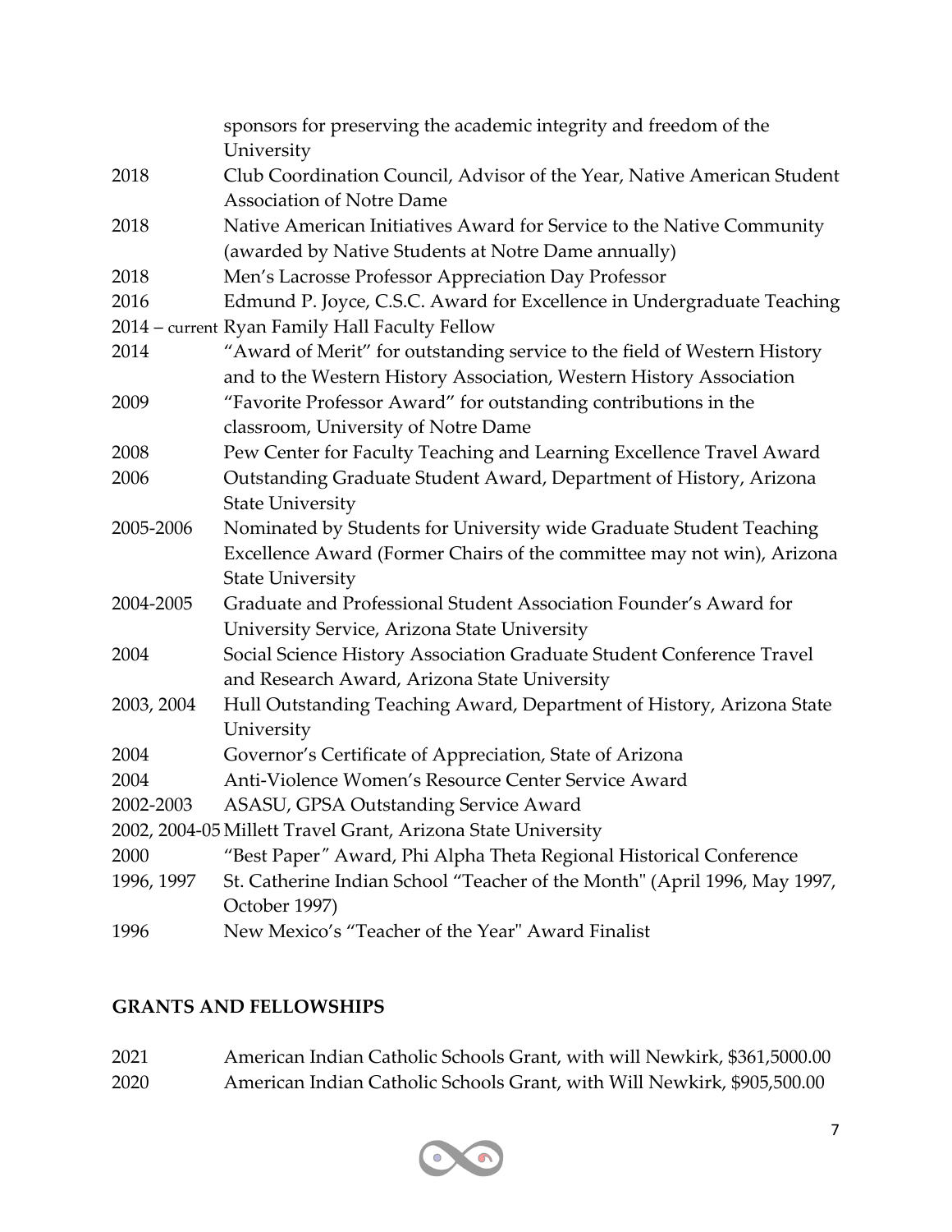| | |
|---|---|
| | sponsors for preserving the academic integrity and freedom of the University |
| 2018 | Club Coordination Council, Advisor of the Year, Native American Student Association of Notre Dame |
| 2018 | Native American Initiatives Award for Service to the Native Community (awarded by Native Students at Notre Dame annually) |
| 2018 | Men's Lacrosse Professor Appreciation Day Professor |
| 2016 | Edmund P. Joyce, C.S.C. Award for Excellence in Undergraduate Teaching |
| 2014 – current | Ryan Family Hall Faculty Fellow |
| 2014 | "Award of Merit" for outstanding service to the field of Western History and to the Western History Association, Western History Association |
| 2009 | "Favorite Professor Award" for outstanding contributions in the classroom, University of Notre Dame |
| 2008 | Pew Center for Faculty Teaching and Learning Excellence Travel Award |
| 2006 | Outstanding Graduate Student Award, Department of History, Arizona State University |
| 2005-2006 | Nominated by Students for University wide Graduate Student Teaching Excellence Award (Former Chairs of the committee may not win), Arizona State University |
| 2004-2005 | Graduate and Professional Student Association Founder's Award for University Service, Arizona State University |
| 2004 | Social Science History Association Graduate Student Conference Travel and Research Award, Arizona State University |
| 2003, 2004 | Hull Outstanding Teaching Award, Department of History, Arizona State University |
| 2004 | Governor's Certificate of Appreciation, State of Arizona |
| 2004 | Anti-Violence Women's Resource Center Service Award |
| 2002-2003 | ASASU, GPSA Outstanding Service Award |
| 2002, 2004-05 | Millett Travel Grant, Arizona State University |
| 2000 | "Best Paper" Award, Phi Alpha Theta Regional Historical Conference |
| 1996, 1997 | St. Catherine Indian School "Teacher of the Month" (April 1996, May 1997, October 1997) |
| 1996 | New Mexico's "Teacher of the Year" Award Finalist |

## GRANTS AND FELLOWSHIPS

| | |
|---|---|
| 2021 | American Indian Catholic Schools Grant, with will Newkirk, $361,5000.00 |
| 2020 | American Indian Catholic Schools Grant, with Will Newkirk, $905,500.00 |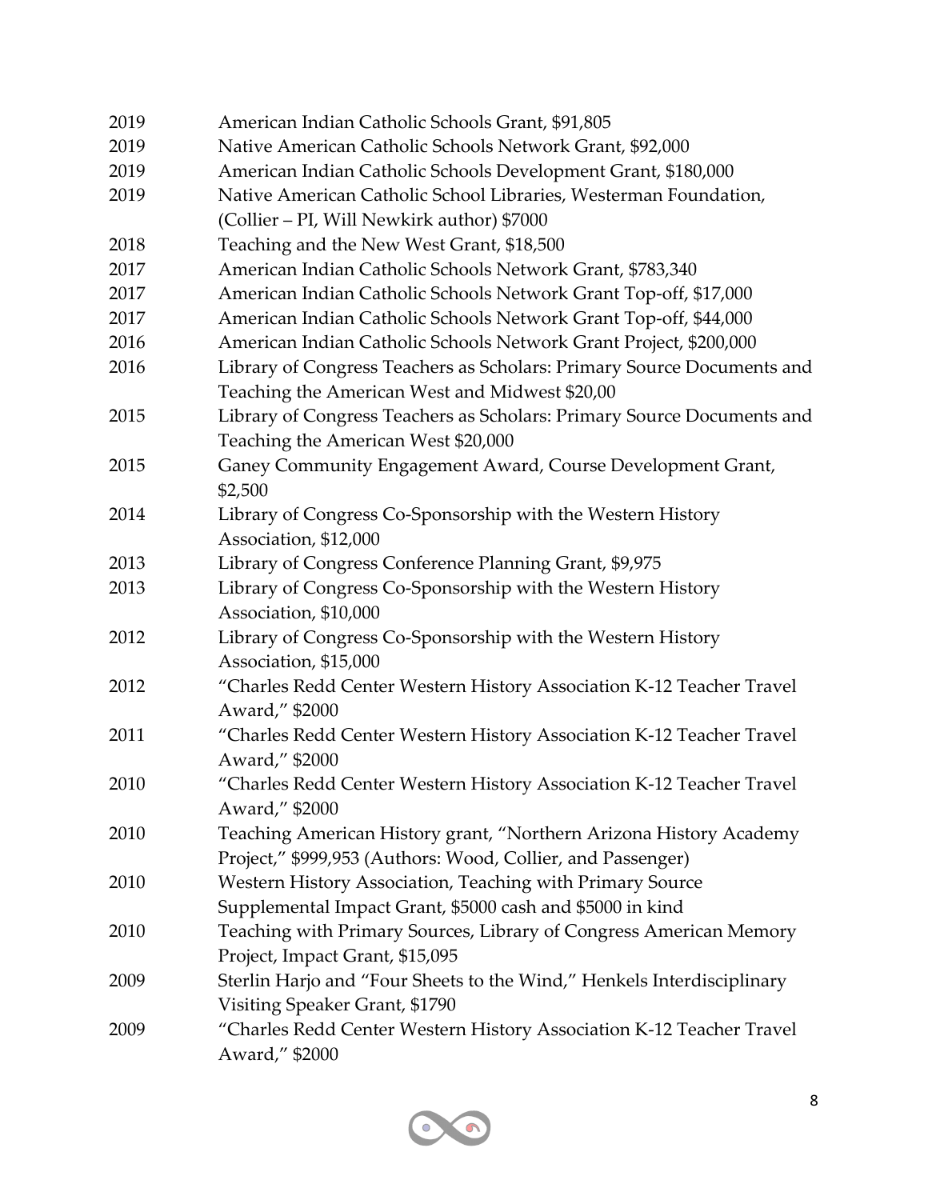2019 American Indian Catholic Schools Grant, $91,805

2019 Native American Catholic Schools Network Grant, $92,000

2019 American Indian Catholic Schools Development Grant, $180,000

2019 Native American Catholic School Libraries, Westerman Foundation, (Collier – PI, Will Newkirk author) $7000

2018 Teaching and the New West Grant, $18,500

2017 American Indian Catholic Schools Network Grant, $783,340

2017 American Indian Catholic Schools Network Grant Top-off, $17,000

2017 American Indian Catholic Schools Network Grant Top-off, $44,000

2016 American Indian Catholic Schools Network Grant Project, $200,000

2016 Library of Congress Teachers as Scholars: Primary Source Documents and Teaching the American West and Midwest $20,00

2015 Library of Congress Teachers as Scholars: Primary Source Documents and Teaching the American West $20,000

2015 Ganey Community Engagement Award, Course Development Grant, $2,500

2014 Library of Congress Co-Sponsorship with the Western History Association, $12,000

2013 Library of Congress Conference Planning Grant, $9,975

2013 Library of Congress Co-Sponsorship with the Western History Association, $10,000

2012 Library of Congress Co-Sponsorship with the Western History Association, $15,000

2012 "Charles Redd Center Western History Association K-12 Teacher Travel Award," $2000

2011 "Charles Redd Center Western History Association K-12 Teacher Travel Award," $2000

2010 "Charles Redd Center Western History Association K-12 Teacher Travel Award," $2000

2010 Teaching American History grant, "Northern Arizona History Academy Project," $999,953 (Authors: Wood, Collier, and Passenger)

2010 Western History Association, Teaching with Primary Source Supplemental Impact Grant, $5000 cash and $5000 in kind

2010 Teaching with Primary Sources, Library of Congress American Memory Project, Impact Grant, $15,095

2009 Sterlin Harjo and "Four Sheets to the Wind," Henkels Interdisciplinary Visiting Speaker Grant, $1790

2009 "Charles Redd Center Western History Association K-12 Teacher Travel Award," $2000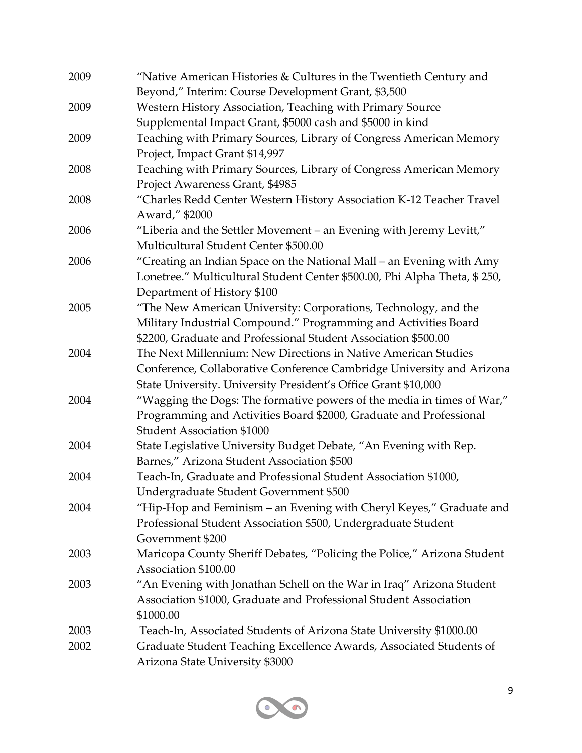2009 “Native American Histories & Cultures in the Twentieth Century and Beyond,” Interim: Course Development Grant, $3,500

2009 Western History Association, Teaching with Primary Source Supplemental Impact Grant, $5000 cash and $5000 in kind

2009 Teaching with Primary Sources, Library of Congress American Memory Project, Impact Grant $14,997

2008 Teaching with Primary Sources, Library of Congress American Memory Project Awareness Grant, $4985

2008 “Charles Redd Center Western History Association K-12 Teacher Travel Award,” $2000

2006 “Liberia and the Settler Movement – an Evening with Jeremy Levitt,” Multicultural Student Center $500.00

2006 “Creating an Indian Space on the National Mall – an Evening with Amy Lonetree.” Multicultural Student Center $500.00, Phi Alpha Theta, $ 250, Department of History $100

2005 “The New American University: Corporations, Technology, and the Military Industrial Compound.” Programming and Activities Board $2200, Graduate and Professional Student Association $500.00

2004 The Next Millennium: New Directions in Native American Studies Conference, Collaborative Conference Cambridge University and Arizona State University. University President’s Office Grant $10,000

2004 “Wagging the Dogs: The formative powers of the media in times of War,” Programming and Activities Board $2000, Graduate and Professional Student Association $1000

2004 State Legislative University Budget Debate, “An Evening with Rep. Barnes,” Arizona Student Association $500

2004 Teach-In, Graduate and Professional Student Association $1000, Undergraduate Student Government $500

2004 “Hip-Hop and Feminism – an Evening with Cheryl Keyes,” Graduate and Professional Student Association $500, Undergraduate Student Government $200

2003 Maricopa County Sheriff Debates, “Policing the Police,” Arizona Student Association $100.00

2003 “An Evening with Jonathan Schell on the War in Iraq” Arizona Student Association $1000, Graduate and Professional Student Association $1000.00

2003 Teach-In, Associated Students of Arizona State University $1000.00

2002 Graduate Student Teaching Excellence Awards, Associated Students of Arizona State University $3000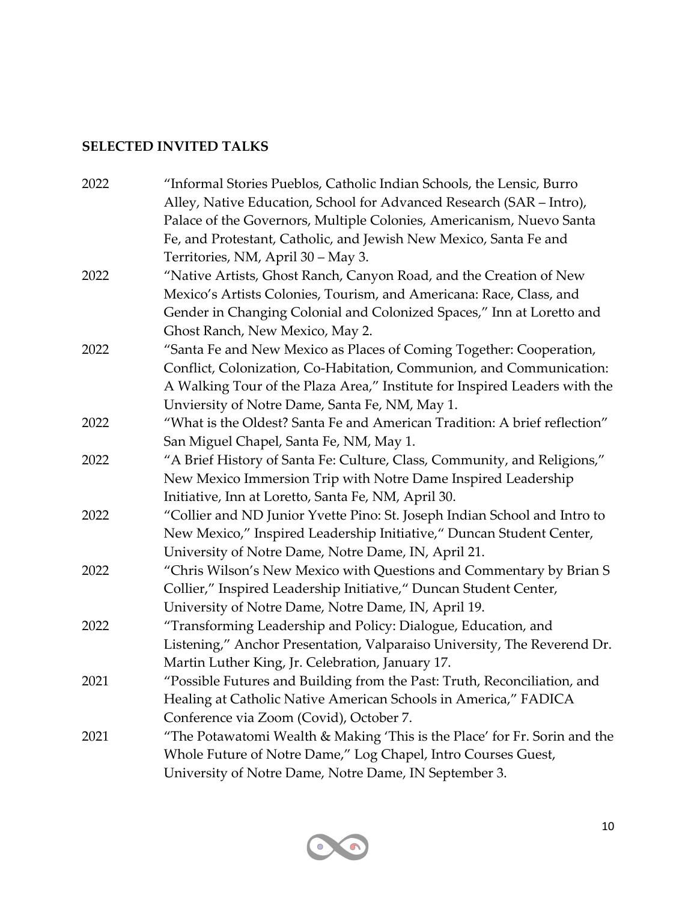## SELECTED INVITED TALKS

2022 "Informal Stories Pueblos, Catholic Indian Schools, the Lensic, Burro Alley, Native Education, School for Advanced Research (SAR – Intro), Palace of the Governors, Multiple Colonies, Americanism, Nuevo Santa Fe, and Protestant, Catholic, and Jewish New Mexico, Santa Fe and Territories, NM, April 30 – May 3.

2022 "Native Artists, Ghost Ranch, Canyon Road, and the Creation of New Mexico's Artists Colonies, Tourism, and Americana: Race, Class, and Gender in Changing Colonial and Colonized Spaces," Inn at Loretto and Ghost Ranch, New Mexico, May 2.

2022 "Santa Fe and New Mexico as Places of Coming Together: Cooperation, Conflict, Colonization, Co-Habitation, Communion, and Communication: A Walking Tour of the Plaza Area," Institute for Inspired Leaders with the Unviersity of Notre Dame, Santa Fe, NM, May 1.

2022 "What is the Oldest? Santa Fe and American Tradition: A brief reflection" San Miguel Chapel, Santa Fe, NM, May 1.

2022 "A Brief History of Santa Fe: Culture, Class, Community, and Religions," New Mexico Immersion Trip with Notre Dame Inspired Leadership Initiative, Inn at Loretto, Santa Fe, NM, April 30.

2022 "Collier and ND Junior Yvette Pino: St. Joseph Indian School and Intro to New Mexico," Inspired Leadership Initiative," Duncan Student Center, University of Notre Dame, Notre Dame, IN, April 21.

2022 "Chris Wilson's New Mexico with Questions and Commentary by Brian S Collier," Inspired Leadership Initiative," Duncan Student Center, University of Notre Dame, Notre Dame, IN, April 19.

2022 "Transforming Leadership and Policy: Dialogue, Education, and Listening," Anchor Presentation, Valparaiso University, The Reverend Dr. Martin Luther King, Jr. Celebration, January 17.

2021 "Possible Futures and Building from the Past: Truth, Reconciliation, and Healing at Catholic Native American Schools in America," FADICA Conference via Zoom (Covid), October 7.

2021 "The Potawatomi Wealth & Making 'This is the Place' for Fr. Sorin and the Whole Future of Notre Dame," Log Chapel, Intro Courses Guest, University of Notre Dame, Notre Dame, IN September 3.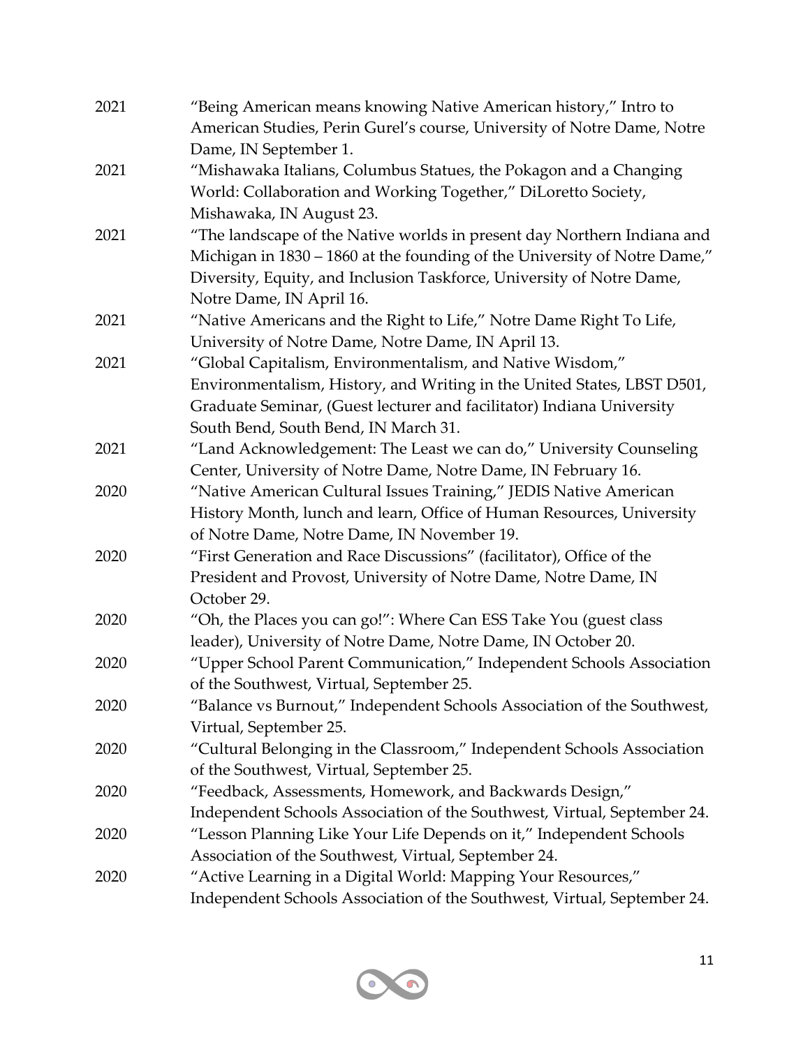2021 “Being American means knowing Native American history,” Intro to American Studies, Perin Gurel’s course, University of Notre Dame, Notre Dame, IN September 1.

2021 “Mishawaka Italians, Columbus Statues, the Pokagon and a Changing World: Collaboration and Working Together,” DiLoretto Society, Mishawaka, IN August 23.

2021 “The landscape of the Native worlds in present day Northern Indiana and Michigan in 1830 – 1860 at the founding of the University of Notre Dame,” Diversity, Equity, and Inclusion Taskforce, University of Notre Dame, Notre Dame, IN April 16.

2021 “Native Americans and the Right to Life,” Notre Dame Right To Life, University of Notre Dame, Notre Dame, IN April 13.

2021 “Global Capitalism, Environmentalism, and Native Wisdom,” Environmentalism, History, and Writing in the United States, LBST D501, Graduate Seminar, (Guest lecturer and facilitator) Indiana University South Bend, South Bend, IN March 31.

2021 “Land Acknowledgement: The Least we can do,” University Counseling Center, University of Notre Dame, Notre Dame, IN February 16.

2020 “Native American Cultural Issues Training,” JEDIS Native American History Month, lunch and learn, Office of Human Resources, University of Notre Dame, Notre Dame, IN November 19.

2020 “First Generation and Race Discussions” (facilitator), Office of the President and Provost, University of Notre Dame, Notre Dame, IN October 29.

2020 “Oh, the Places you can go!”: Where Can ESS Take You (guest class leader), University of Notre Dame, Notre Dame, IN October 20.

2020 “Upper School Parent Communication,” Independent Schools Association of the Southwest, Virtual, September 25.

2020 “Balance vs Burnout,” Independent Schools Association of the Southwest, Virtual, September 25.

2020 “Cultural Belonging in the Classroom,” Independent Schools Association of the Southwest, Virtual, September 25.

2020 “Feedback, Assessments, Homework, and Backwards Design,” Independent Schools Association of the Southwest, Virtual, September 24.

2020 “Lesson Planning Like Your Life Depends on it,” Independent Schools Association of the Southwest, Virtual, September 24.

2020 “Active Learning in a Digital World: Mapping Your Resources,” Independent Schools Association of the Southwest, Virtual, September 24.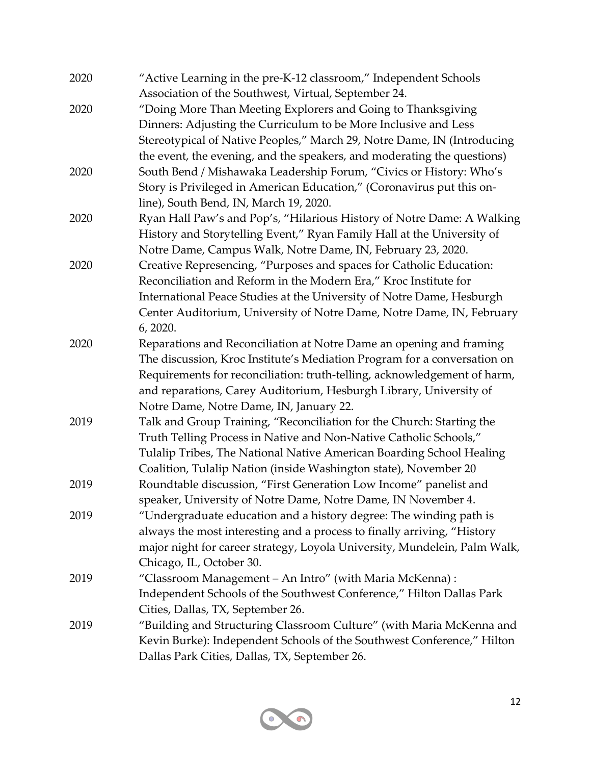2020 "Active Learning in the pre-K-12 classroom," Independent Schools Association of the Southwest, Virtual, September 24.

2020 "Doing More Than Meeting Explorers and Going to Thanksgiving Dinners: Adjusting the Curriculum to be More Inclusive and Less Stereotypical of Native Peoples," March 29, Notre Dame, IN (Introducing the event, the evening, and the speakers, and moderating the questions)

2020 South Bend / Mishawaka Leadership Forum, "Civics or History: Who's Story is Privileged in American Education," (Coronavirus put this on-line), South Bend, IN, March 19, 2020.

2020 Ryan Hall Paw's and Pop's, "Hilarious History of Notre Dame: A Walking History and Storytelling Event," Ryan Family Hall at the University of Notre Dame, Campus Walk, Notre Dame, IN, February 23, 2020.

2020 Creative Represencing, "Purposes and spaces for Catholic Education: Reconciliation and Reform in the Modern Era," Kroc Institute for International Peace Studies at the University of Notre Dame, Hesburgh Center Auditorium, University of Notre Dame, Notre Dame, IN, February 6, 2020.

2020 Reparations and Reconciliation at Notre Dame an opening and framing The discussion, Kroc Institute's Mediation Program for a conversation on Requirements for reconciliation: truth-telling, acknowledgement of harm, and reparations, Carey Auditorium, Hesburgh Library, University of Notre Dame, Notre Dame, IN, January 22.

2019 Talk and Group Training, "Reconciliation for the Church: Starting the Truth Telling Process in Native and Non-Native Catholic Schools," Tulalip Tribes, The National Native American Boarding School Healing Coalition, Tulalip Nation (inside Washington state), November 20

2019 Roundtable discussion, "First Generation Low Income" panelist and speaker, University of Notre Dame, Notre Dame, IN November 4.

2019 "Undergraduate education and a history degree: The winding path is always the most interesting and a process to finally arriving, "History major night for career strategy, Loyola University, Mundelein, Palm Walk, Chicago, IL, October 30.

2019 "Classroom Management – An Intro" (with Maria McKenna) : Independent Schools of the Southwest Conference," Hilton Dallas Park Cities, Dallas, TX, September 26.

2019 "Building and Structuring Classroom Culture" (with Maria McKenna and Kevin Burke): Independent Schools of the Southwest Conference," Hilton Dallas Park Cities, Dallas, TX, September 26.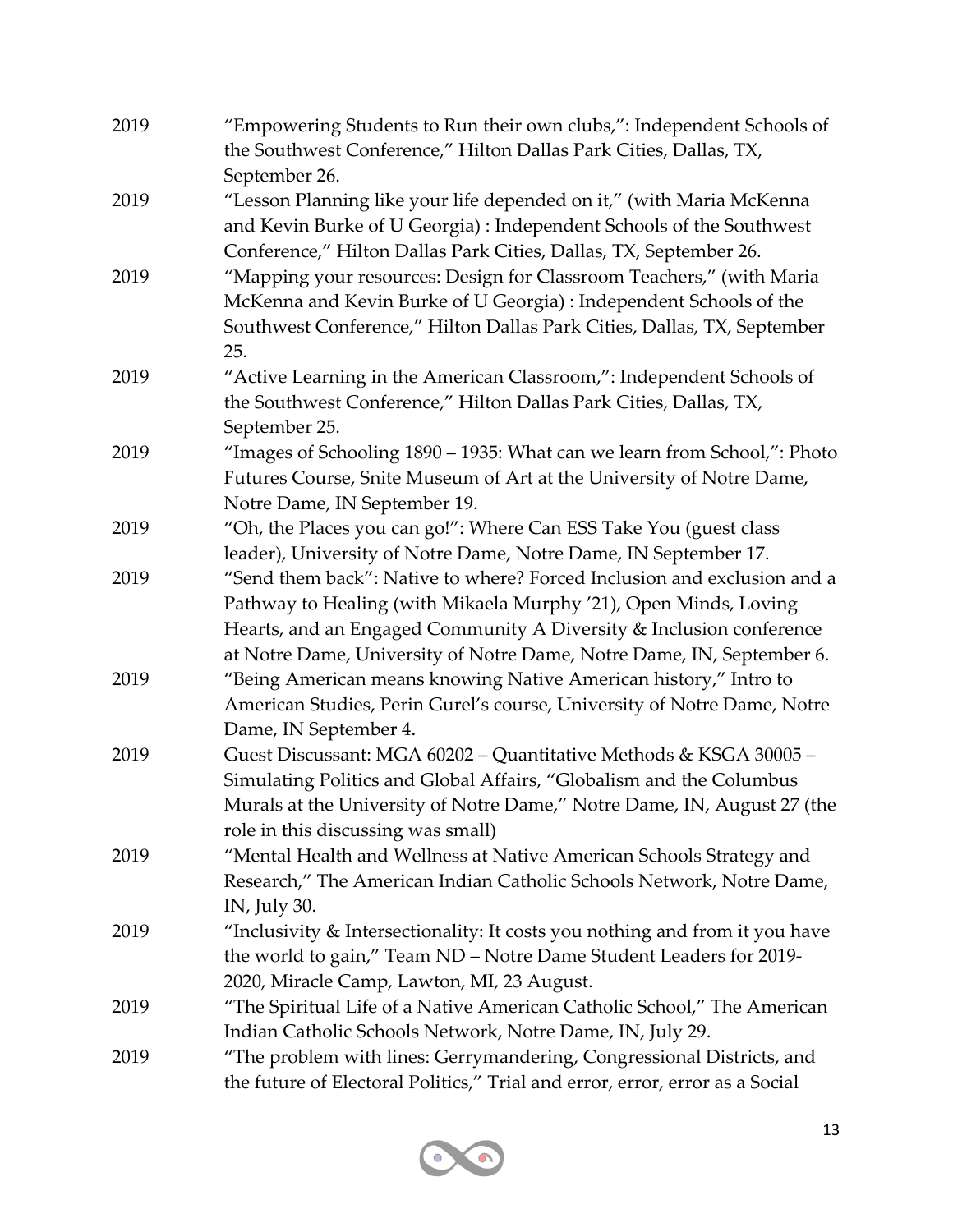2019 "Empowering Students to Run their own clubs,": Independent Schools of the Southwest Conference," Hilton Dallas Park Cities, Dallas, TX, September 26.

2019 "Lesson Planning like your life depended on it," (with Maria McKenna and Kevin Burke of U Georgia) : Independent Schools of the Southwest Conference," Hilton Dallas Park Cities, Dallas, TX, September 26.

2019 "Mapping your resources: Design for Classroom Teachers," (with Maria McKenna and Kevin Burke of U Georgia) : Independent Schools of the Southwest Conference," Hilton Dallas Park Cities, Dallas, TX, September 25.

2019 "Active Learning in the American Classroom,": Independent Schools of the Southwest Conference," Hilton Dallas Park Cities, Dallas, TX, September 25.

2019 "Images of Schooling 1890 – 1935: What can we learn from School,": Photo Futures Course, Snite Museum of Art at the University of Notre Dame, Notre Dame, IN September 19.

2019 "Oh, the Places you can go!": Where Can ESS Take You (guest class leader), University of Notre Dame, Notre Dame, IN September 17.

2019 "Send them back": Native to where? Forced Inclusion and exclusion and a Pathway to Healing (with Mikaela Murphy '21), Open Minds, Loving Hearts, and an Engaged Community A Diversity & Inclusion conference at Notre Dame, University of Notre Dame, Notre Dame, IN, September 6.

2019 "Being American means knowing Native American history," Intro to American Studies, Perin Gurel's course, University of Notre Dame, Notre Dame, IN September 4.

2019 Guest Discussant: MGA 60202 – Quantitative Methods & KSGA 30005 – Simulating Politics and Global Affairs, "Globalism and the Columbus Murals at the University of Notre Dame," Notre Dame, IN, August 27 (the role in this discussing was small)

2019 "Mental Health and Wellness at Native American Schools Strategy and Research," The American Indian Catholic Schools Network, Notre Dame, IN, July 30.

2019 "Inclusivity & Intersectionality: It costs you nothing and from it you have the world to gain," Team ND – Notre Dame Student Leaders for 2019-2020, Miracle Camp, Lawton, MI, 23 August.

2019 "The Spiritual Life of a Native American Catholic School," The American Indian Catholic Schools Network, Notre Dame, IN, July 29.

2019 "The problem with lines: Gerrymandering, Congressional Districts, and the future of Electoral Politics," Trial and error, error, error as a Social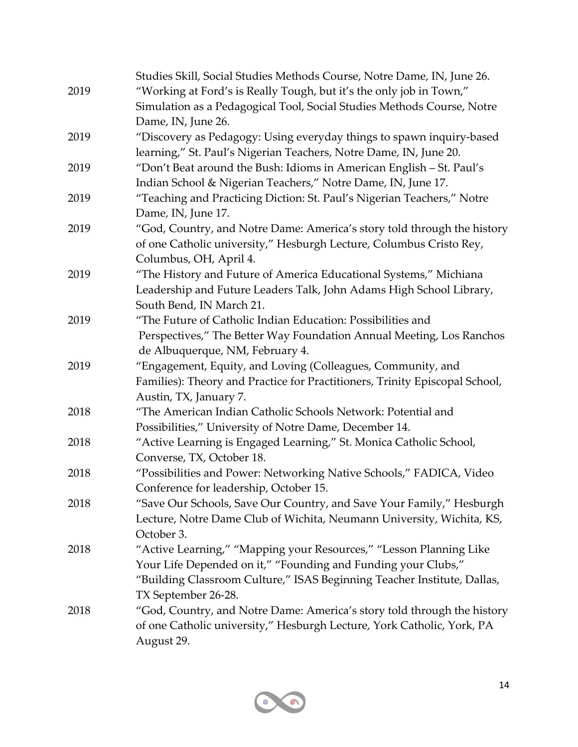Studies Skill, Social Studies Methods Course, Notre Dame, IN, June 26.

2019 "Working at Ford's is Really Tough, but it's the only job in Town," Simulation as a Pedagogical Tool, Social Studies Methods Course, Notre Dame, IN, June 26.

2019 "Discovery as Pedagogy: Using everyday things to spawn inquiry-based learning," St. Paul's Nigerian Teachers, Notre Dame, IN, June 20.

2019 "Don't Beat around the Bush: Idioms in American English – St. Paul's Indian School & Nigerian Teachers," Notre Dame, IN, June 17.

2019 "Teaching and Practicing Diction: St. Paul's Nigerian Teachers," Notre Dame, IN, June 17.

2019 "God, Country, and Notre Dame: America's story told through the history of one Catholic university," Hesburgh Lecture, Columbus Cristo Rey, Columbus, OH, April 4.

2019 "The History and Future of America Educational Systems," Michiana Leadership and Future Leaders Talk, John Adams High School Library, South Bend, IN March 21.

2019 "The Future of Catholic Indian Education: Possibilities and Perspectives," The Better Way Foundation Annual Meeting, Los Ranchos de Albuquerque, NM, February 4.

2019 "Engagement, Equity, and Loving (Colleagues, Community, and Families): Theory and Practice for Practitioners, Trinity Episcopal School, Austin, TX, January 7.

2018 "The American Indian Catholic Schools Network: Potential and Possibilities," University of Notre Dame, December 14.

2018 "Active Learning is Engaged Learning," St. Monica Catholic School, Converse, TX, October 18.

2018 "Possibilities and Power: Networking Native Schools," FADICA, Video Conference for leadership, October 15.

2018 "Save Our Schools, Save Our Country, and Save Your Family," Hesburgh Lecture, Notre Dame Club of Wichita, Neumann University, Wichita, KS, October 3.

2018 "Active Learning," "Mapping your Resources," "Lesson Planning Like Your Life Depended on it," "Founding and Funding your Clubs," "Building Classroom Culture," ISAS Beginning Teacher Institute, Dallas, TX September 26-28.

2018 "God, Country, and Notre Dame: America's story told through the history of one Catholic university," Hesburgh Lecture, York Catholic, York, PA August 29.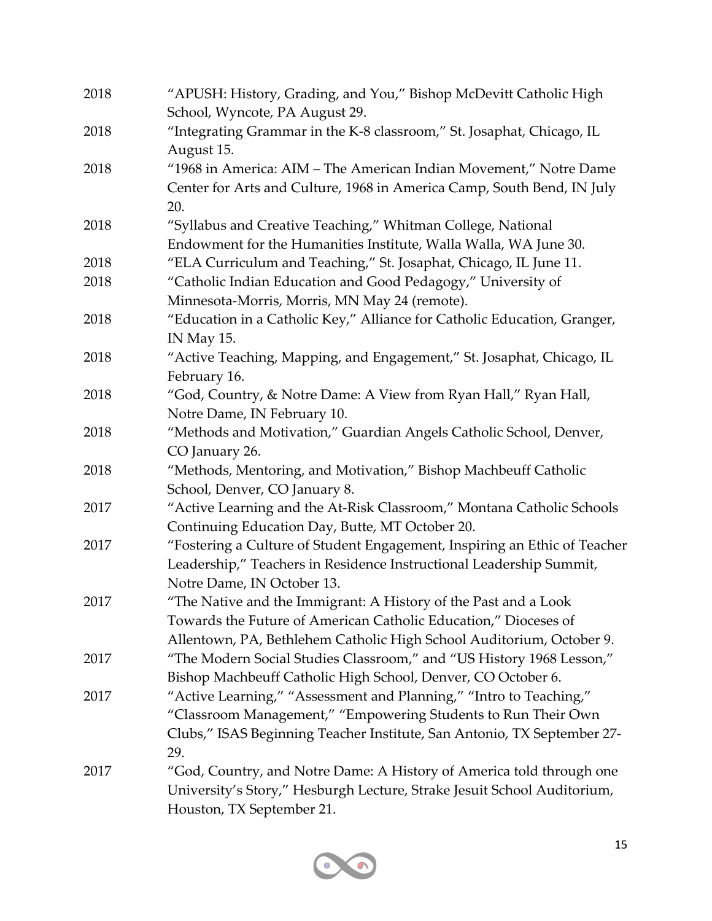2018 "APUSH: History, Grading, and You," Bishop McDevitt Catholic High School, Wyncote, PA August 29.

2018 "Integrating Grammar in the K-8 classroom," St. Josaphat, Chicago, IL August 15.

2018 "1968 in America: AIM – The American Indian Movement," Notre Dame Center for Arts and Culture, 1968 in America Camp, South Bend, IN July 20.

2018 "Syllabus and Creative Teaching," Whitman College, National Endowment for the Humanities Institute, Walla Walla, WA June 30.

2018 "ELA Curriculum and Teaching," St. Josaphat, Chicago, IL June 11.

2018 "Catholic Indian Education and Good Pedagogy," University of Minnesota-Morris, Morris, MN May 24 (remote).

2018 "Education in a Catholic Key," Alliance for Catholic Education, Granger, IN May 15.

2018 "Active Teaching, Mapping, and Engagement," St. Josaphat, Chicago, IL February 16.

2018 "God, Country, & Notre Dame: A View from Ryan Hall," Ryan Hall, Notre Dame, IN February 10.

2018 "Methods and Motivation," Guardian Angels Catholic School, Denver, CO January 26.

2018 "Methods, Mentoring, and Motivation," Bishop Machbeuff Catholic School, Denver, CO January 8.

2017 "Active Learning and the At-Risk Classroom," Montana Catholic Schools Continuing Education Day, Butte, MT October 20.

2017 "Fostering a Culture of Student Engagement, Inspiring an Ethic of Teacher Leadership," Teachers in Residence Instructional Leadership Summit, Notre Dame, IN October 13.

2017 "The Native and the Immigrant: A History of the Past and a Look Towards the Future of American Catholic Education," Dioceses of Allentown, PA, Bethlehem Catholic High School Auditorium, October 9.

2017 "The Modern Social Studies Classroom," and "US History 1968 Lesson," Bishop Machbeuff Catholic High School, Denver, CO October 6.

2017 "Active Learning," "Assessment and Planning," "Intro to Teaching," "Classroom Management," "Empowering Students to Run Their Own Clubs," ISAS Beginning Teacher Institute, San Antonio, TX September 27-29.

2017 "God, Country, and Notre Dame: A History of America told through one University's Story," Hesburgh Lecture, Strake Jesuit School Auditorium, Houston, TX September 21.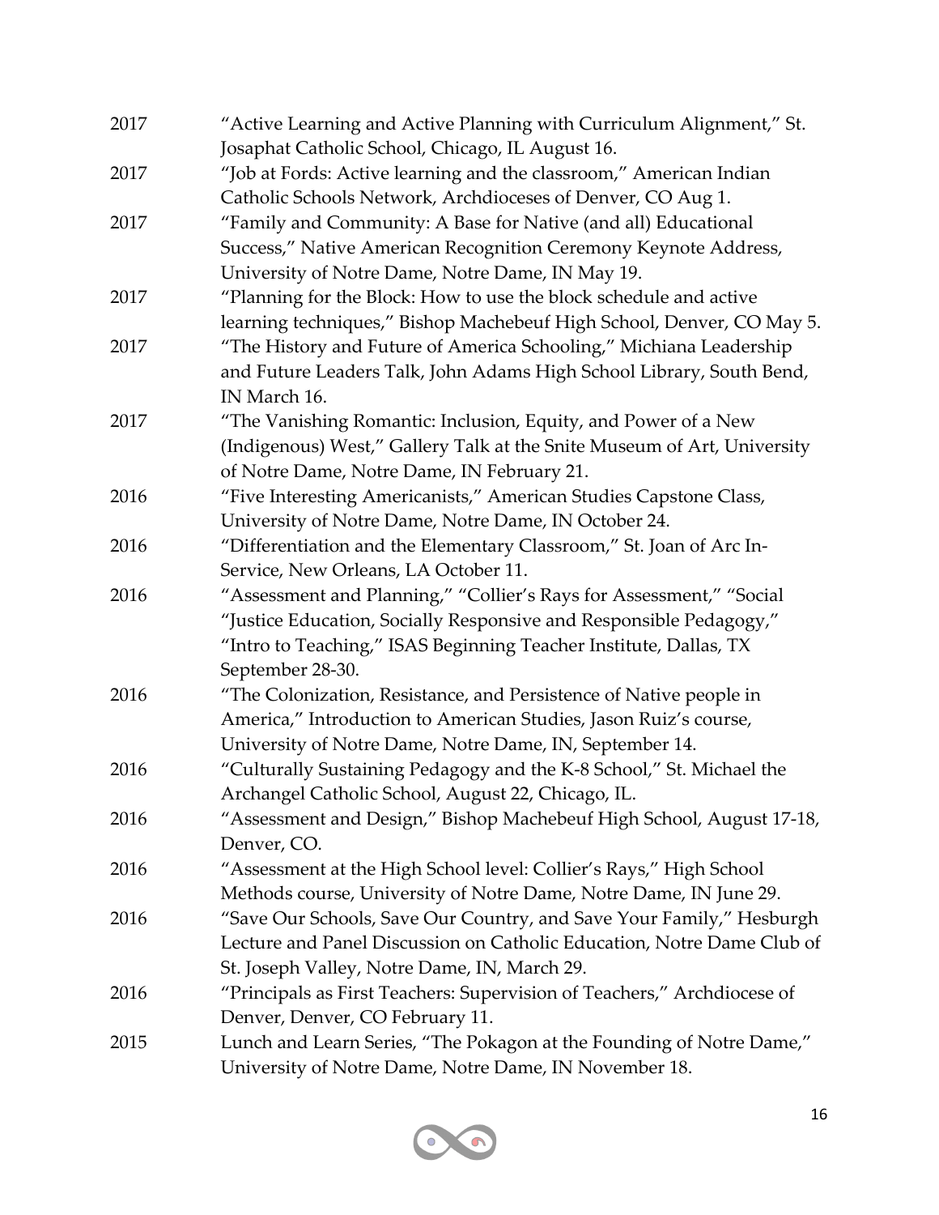2017 "Active Learning and Active Planning with Curriculum Alignment," St. Josaphat Catholic School, Chicago, IL August 16.

2017 "Job at Fords: Active learning and the classroom," American Indian Catholic Schools Network, Archdioceses of Denver, CO Aug 1.

2017 "Family and Community: A Base for Native (and all) Educational Success," Native American Recognition Ceremony Keynote Address, University of Notre Dame, Notre Dame, IN May 19.

2017 "Planning for the Block: How to use the block schedule and active learning techniques," Bishop Machebeuf High School, Denver, CO May 5.

2017 "The History and Future of America Schooling," Michiana Leadership and Future Leaders Talk, John Adams High School Library, South Bend, IN March 16.

2017 "The Vanishing Romantic: Inclusion, Equity, and Power of a New (Indigenous) West," Gallery Talk at the Snite Museum of Art, University of Notre Dame, Notre Dame, IN February 21.

2016 "Five Interesting Americanists," American Studies Capstone Class, University of Notre Dame, Notre Dame, IN October 24.

2016 "Differentiation and the Elementary Classroom," St. Joan of Arc In-Service, New Orleans, LA October 11.

2016 "Assessment and Planning," "Collier's Rays for Assessment," "Social "Justice Education, Socially Responsive and Responsible Pedagogy," "Intro to Teaching," ISAS Beginning Teacher Institute, Dallas, TX September 28-30.

2016 "The Colonization, Resistance, and Persistence of Native people in America," Introduction to American Studies, Jason Ruiz's course, University of Notre Dame, Notre Dame, IN, September 14.

2016 "Culturally Sustaining Pedagogy and the K-8 School," St. Michael the Archangel Catholic School, August 22, Chicago, IL.

2016 "Assessment and Design," Bishop Machebeuf High School, August 17-18, Denver, CO.

2016 "Assessment at the High School level: Collier's Rays," High School Methods course, University of Notre Dame, Notre Dame, IN June 29.

2016 "Save Our Schools, Save Our Country, and Save Your Family," Hesburgh Lecture and Panel Discussion on Catholic Education, Notre Dame Club of St. Joseph Valley, Notre Dame, IN, March 29.

2016 "Principals as First Teachers: Supervision of Teachers," Archdiocese of Denver, Denver, CO February 11.

2015 Lunch and Learn Series, "The Pokagon at the Founding of Notre Dame," University of Notre Dame, Notre Dame, IN November 18.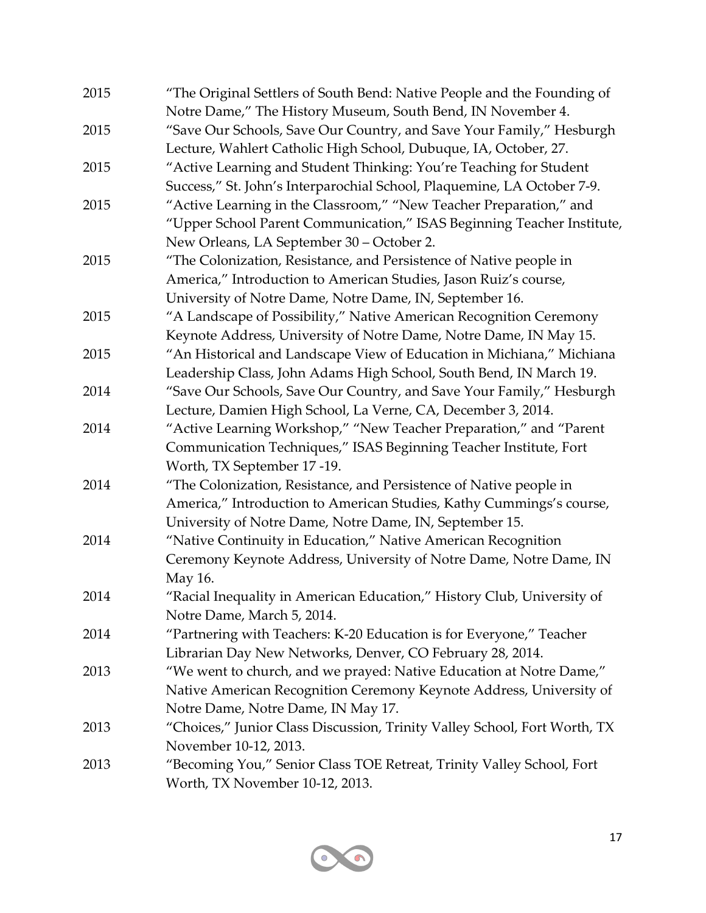2015 "The Original Settlers of South Bend: Native People and the Founding of Notre Dame," The History Museum, South Bend, IN November 4.

2015 "Save Our Schools, Save Our Country, and Save Your Family," Hesburgh Lecture, Wahlert Catholic High School, Dubuque, IA, October, 27.

2015 "Active Learning and Student Thinking: You're Teaching for Student Success," St. John's Interparochial School, Plaquemine, LA October 7-9.

2015 "Active Learning in the Classroom," "New Teacher Preparation," and "Upper School Parent Communication," ISAS Beginning Teacher Institute, New Orleans, LA September 30 – October 2.

2015 "The Colonization, Resistance, and Persistence of Native people in America," Introduction to American Studies, Jason Ruiz's course, University of Notre Dame, Notre Dame, IN, September 16.

2015 "A Landscape of Possibility," Native American Recognition Ceremony Keynote Address, University of Notre Dame, Notre Dame, IN May 15.

2015 "An Historical and Landscape View of Education in Michiana," Michiana Leadership Class, John Adams High School, South Bend, IN March 19.

2014 "Save Our Schools, Save Our Country, and Save Your Family," Hesburgh Lecture, Damien High School, La Verne, CA, December 3, 2014.

2014 "Active Learning Workshop," "New Teacher Preparation," and "Parent Communication Techniques," ISAS Beginning Teacher Institute, Fort Worth, TX September 17 -19.

2014 "The Colonization, Resistance, and Persistence of Native people in America," Introduction to American Studies, Kathy Cummings's course, University of Notre Dame, Notre Dame, IN, September 15.

2014 "Native Continuity in Education," Native American Recognition Ceremony Keynote Address, University of Notre Dame, Notre Dame, IN May 16.

2014 "Racial Inequality in American Education," History Club, University of Notre Dame, March 5, 2014.

2014 "Partnering with Teachers: K-20 Education is for Everyone," Teacher Librarian Day New Networks, Denver, CO February 28, 2014.

2013 "We went to church, and we prayed: Native Education at Notre Dame," Native American Recognition Ceremony Keynote Address, University of Notre Dame, Notre Dame, IN May 17.

2013 "Choices," Junior Class Discussion, Trinity Valley School, Fort Worth, TX November 10-12, 2013.

2013 "Becoming You," Senior Class TOE Retreat, Trinity Valley School, Fort Worth, TX November 10-12, 2013.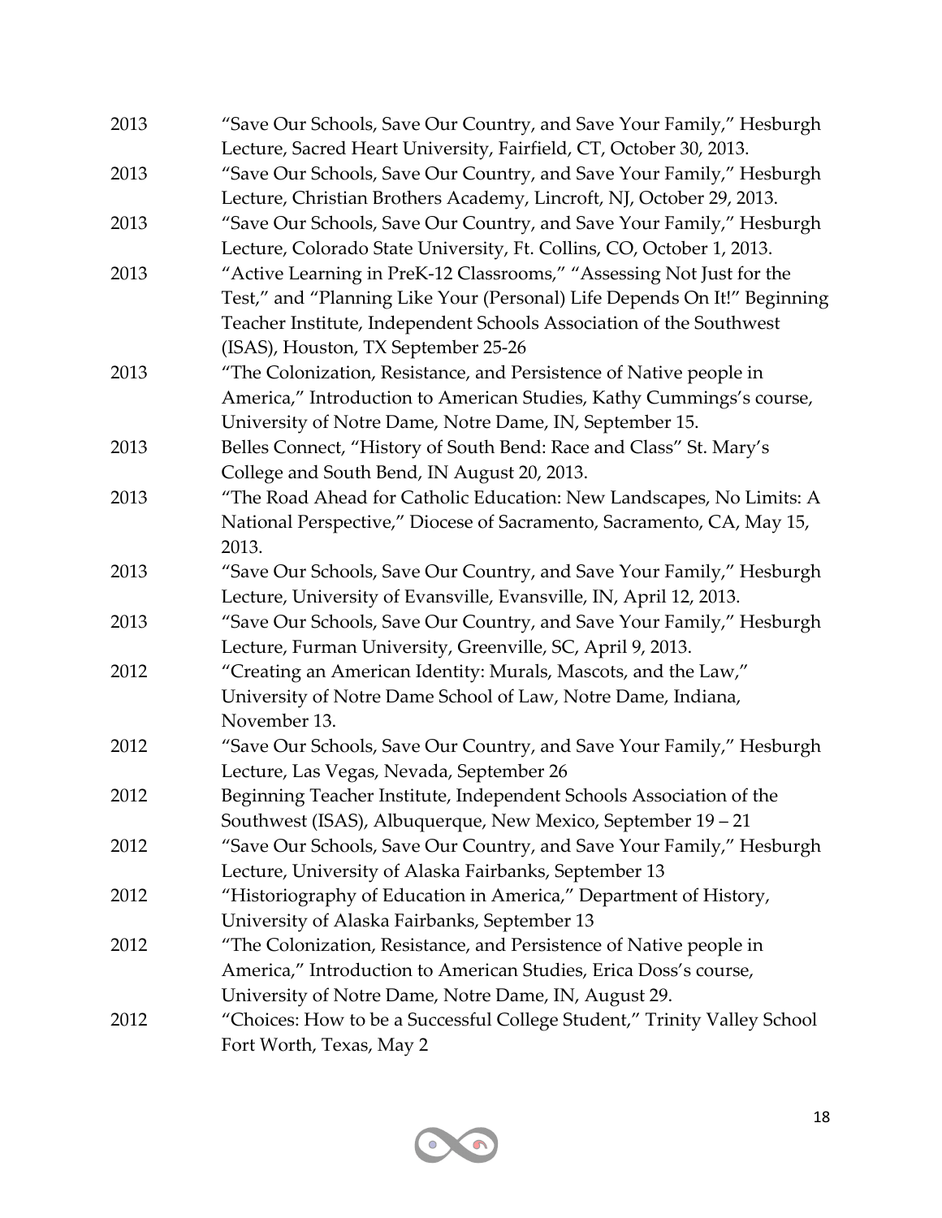2013 “Save Our Schools, Save Our Country, and Save Your Family,” Hesburgh Lecture, Sacred Heart University, Fairfield, CT, October 30, 2013.

2013 “Save Our Schools, Save Our Country, and Save Your Family,” Hesburgh Lecture, Christian Brothers Academy, Lincroft, NJ, October 29, 2013.

2013 “Save Our Schools, Save Our Country, and Save Your Family,” Hesburgh Lecture, Colorado State University, Ft. Collins, CO, October 1, 2013.

2013 “Active Learning in PreK-12 Classrooms,” “Assessing Not Just for the Test,” and “Planning Like Your (Personal) Life Depends On It!” Beginning Teacher Institute, Independent Schools Association of the Southwest (ISAS), Houston, TX September 25-26

2013 “The Colonization, Resistance, and Persistence of Native people in America,” Introduction to American Studies, Kathy Cummings’s course, University of Notre Dame, Notre Dame, IN, September 15.

2013 Belles Connect, “History of South Bend: Race and Class” St. Mary’s College and South Bend, IN August 20, 2013.

2013 “The Road Ahead for Catholic Education: New Landscapes, No Limits: A National Perspective,” Diocese of Sacramento, Sacramento, CA, May 15, 2013.

2013 “Save Our Schools, Save Our Country, and Save Your Family,” Hesburgh Lecture, University of Evansville, Evansville, IN, April 12, 2013.

2013 “Save Our Schools, Save Our Country, and Save Your Family,” Hesburgh Lecture, Furman University, Greenville, SC, April 9, 2013.

2012 “Creating an American Identity: Murals, Mascots, and the Law,” University of Notre Dame School of Law, Notre Dame, Indiana, November 13.

2012 “Save Our Schools, Save Our Country, and Save Your Family,” Hesburgh Lecture, Las Vegas, Nevada, September 26

2012 Beginning Teacher Institute, Independent Schools Association of the Southwest (ISAS), Albuquerque, New Mexico, September 19 – 21

2012 “Save Our Schools, Save Our Country, and Save Your Family,” Hesburgh Lecture, University of Alaska Fairbanks, September 13

2012 “Historiography of Education in America,” Department of History, University of Alaska Fairbanks, September 13

2012 “The Colonization, Resistance, and Persistence of Native people in America,” Introduction to American Studies, Erica Doss’s course, University of Notre Dame, Notre Dame, IN, August 29.

2012 “Choices: How to be a Successful College Student,” Trinity Valley School Fort Worth, Texas, May 2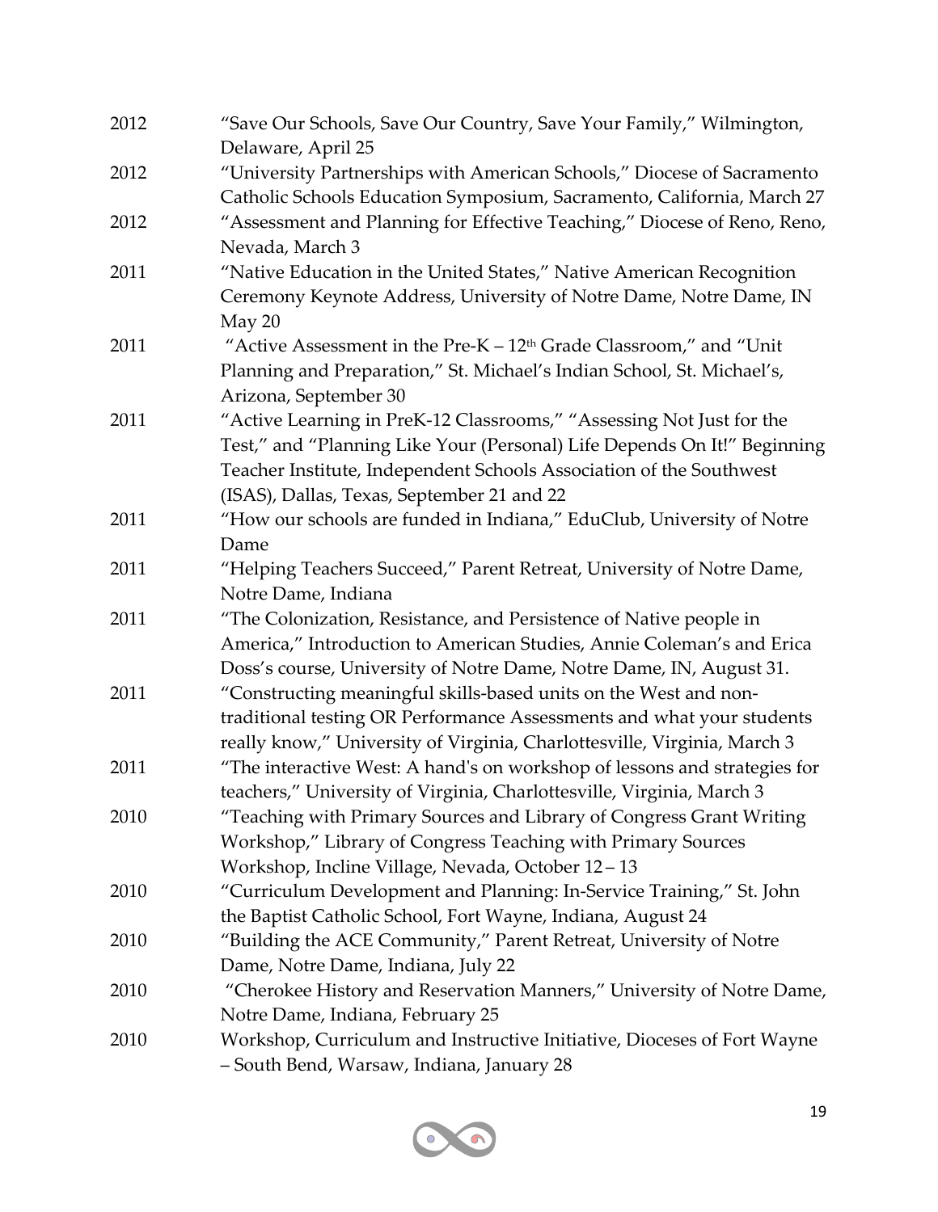| | |
|---|---|
| 2012 | "Save Our Schools, Save Our Country, Save Your Family," Wilmington, Delaware, April 25 |
| 2012 | "University Partnerships with American Schools," Diocese of Sacramento Catholic Schools Education Symposium, Sacramento, California, March 27 |
| 2012 | "Assessment and Planning for Effective Teaching," Diocese of Reno, Reno, Nevada, March 3 |
| 2011 | "Native Education in the United States," Native American Recognition Ceremony Keynote Address, University of Notre Dame, Notre Dame, IN May 20 |
| 2011 | "Active Assessment in the Pre-K – 12th Grade Classroom," and "Unit Planning and Preparation," St. Michael's Indian School, St. Michael's, Arizona, September 30 |
| 2011 | "Active Learning in PreK-12 Classrooms," "Assessing Not Just for the Test," and "Planning Like Your (Personal) Life Depends On It!" Beginning Teacher Institute, Independent Schools Association of the Southwest (ISAS), Dallas, Texas, September 21 and 22 |
| 2011 | "How our schools are funded in Indiana," EduClub, University of Notre Dame |
| 2011 | "Helping Teachers Succeed," Parent Retreat, University of Notre Dame, Notre Dame, Indiana |
| 2011 | "The Colonization, Resistance, and Persistence of Native people in America," Introduction to American Studies, Annie Coleman's and Erica Doss's course, University of Notre Dame, Notre Dame, IN, August 31. |
| 2011 | "Constructing meaningful skills-based units on the West and non-traditional testing OR Performance Assessments and what your students really know," University of Virginia, Charlottesville, Virginia, March 3 |
| 2011 | "The interactive West: A hand's on workshop of lessons and strategies for teachers," University of Virginia, Charlottesville, Virginia, March 3 |
| 2010 | "Teaching with Primary Sources and Library of Congress Grant Writing Workshop," Library of Congress Teaching with Primary Sources Workshop, Incline Village, Nevada, October 12 – 13 |
| 2010 | "Curriculum Development and Planning: In-Service Training," St. John the Baptist Catholic School, Fort Wayne, Indiana, August 24 |
| 2010 | "Building the ACE Community," Parent Retreat, University of Notre Dame, Notre Dame, Indiana, July 22 |
| 2010 | "Cherokee History and Reservation Manners," University of Notre Dame, Notre Dame, Indiana, February 25 |
| 2010 | Workshop, Curriculum and Instructive Initiative, Dioceses of Fort Wayne – South Bend, Warsaw, Indiana, January 28 |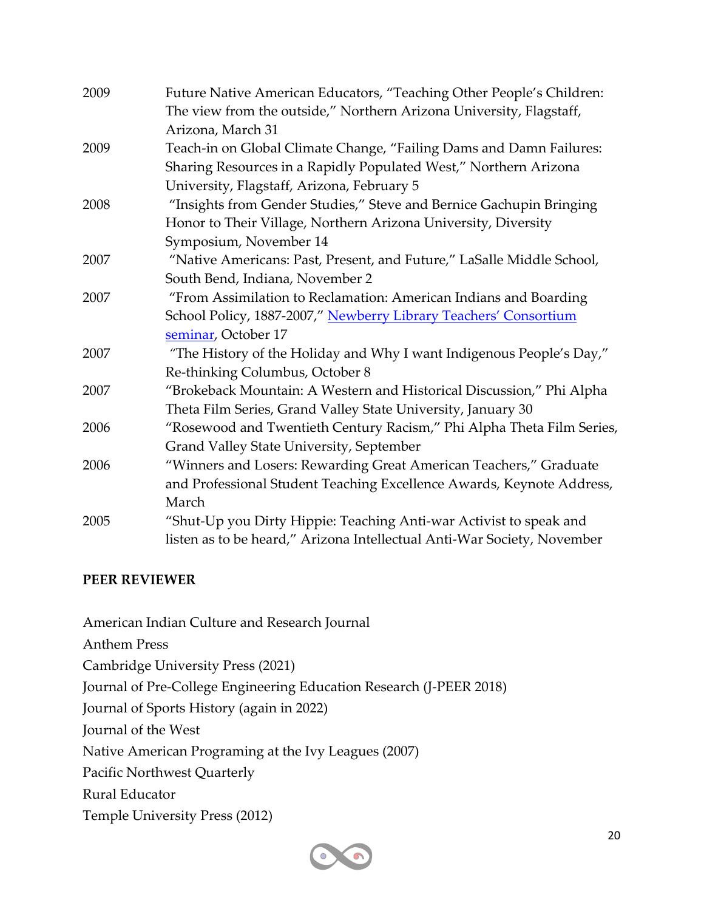2009 Future Native American Educators, "Teaching Other People's Children: The view from the outside," Northern Arizona University, Flagstaff, Arizona, March 31

2009 Teach-in on Global Climate Change, "Failing Dams and Damn Failures: Sharing Resources in a Rapidly Populated West," Northern Arizona University, Flagstaff, Arizona, February 5

2008 "Insights from Gender Studies," Steve and Bernice Gachupin Bringing Honor to Their Village, Northern Arizona University, Diversity Symposium, November 14

2007 "Native Americans: Past, Present, and Future," LaSalle Middle School, South Bend, Indiana, November 2

2007 "From Assimilation to Reclamation: American Indians and Boarding School Policy, 1887-2007," Newberry Library Teachers' Consortium seminar, October 17

2007 "The History of the Holiday and Why I want Indigenous People's Day," Re-thinking Columbus, October 8

2007 "Brokeback Mountain: A Western and Historical Discussion," Phi Alpha Theta Film Series, Grand Valley State University, January 30

2006 "Rosewood and Twentieth Century Racism," Phi Alpha Theta Film Series, Grand Valley State University, September

2006 "Winners and Losers: Rewarding Great American Teachers," Graduate and Professional Student Teaching Excellence Awards, Keynote Address, March

2005 "Shut-Up you Dirty Hippie: Teaching Anti-war Activist to speak and listen as to be heard," Arizona Intellectual Anti-War Society, November

**PEER REVIEWER**

American Indian Culture and Research Journal

Anthem Press

Cambridge University Press (2021)

Journal of Pre-College Engineering Education Research (J-PEER 2018)

Journal of Sports History (again in 2022)

Journal of the West

Native American Programing at the Ivy Leagues (2007)

Pacific Northwest Quarterly

Rural Educator

Temple University Press (2012)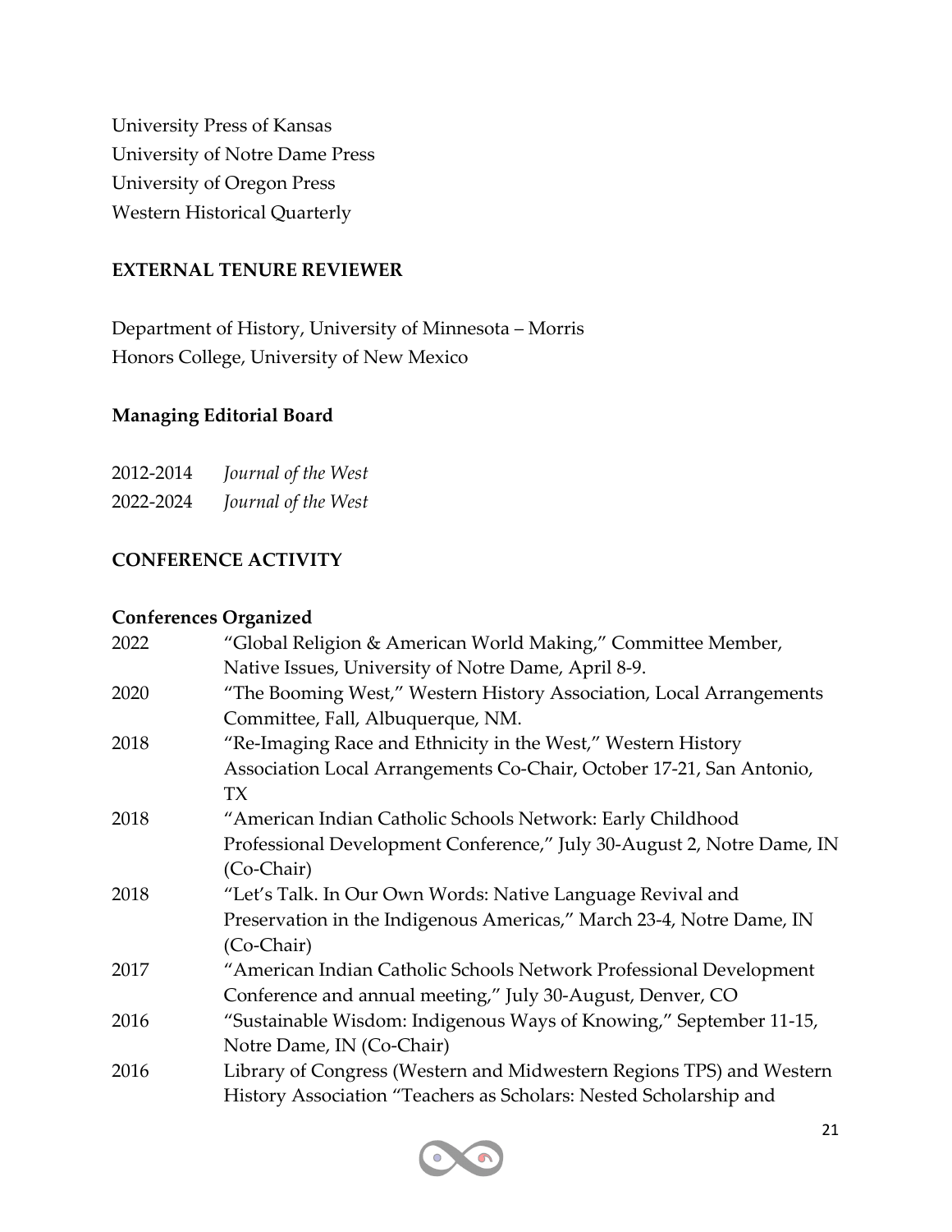University Press of Kansas
University of Notre Dame Press
University of Oregon Press
Western Historical Quarterly

## EXTERNAL TENURE REVIEWER

Department of History, University of Minnesota – Morris
Honors College, University of New Mexico

### Managing Editorial Board

2012-2014 *Journal of the West*
2022-2024 *Journal of the West*

## CONFERENCE ACTIVITY

### Conferences Organized

2022 "Global Religion & American World Making," Committee Member, Native Issues, University of Notre Dame, April 8-9.

2020 "The Booming West," Western History Association, Local Arrangements Committee, Fall, Albuquerque, NM.

2018 "Re-Imaging Race and Ethnicity in the West," Western History Association Local Arrangements Co-Chair, October 17-21, San Antonio, TX

2018 "American Indian Catholic Schools Network: Early Childhood Professional Development Conference," July 30-August 2, Notre Dame, IN (Co-Chair)

2018 "Let's Talk. In Our Own Words: Native Language Revival and Preservation in the Indigenous Americas," March 23-4, Notre Dame, IN (Co-Chair)

2017 "American Indian Catholic Schools Network Professional Development Conference and annual meeting," July 30-August, Denver, CO

2016 "Sustainable Wisdom: Indigenous Ways of Knowing," September 11-15, Notre Dame, IN (Co-Chair)

2016 Library of Congress (Western and Midwestern Regions TPS) and Western History Association "Teachers as Scholars: Nested Scholarship and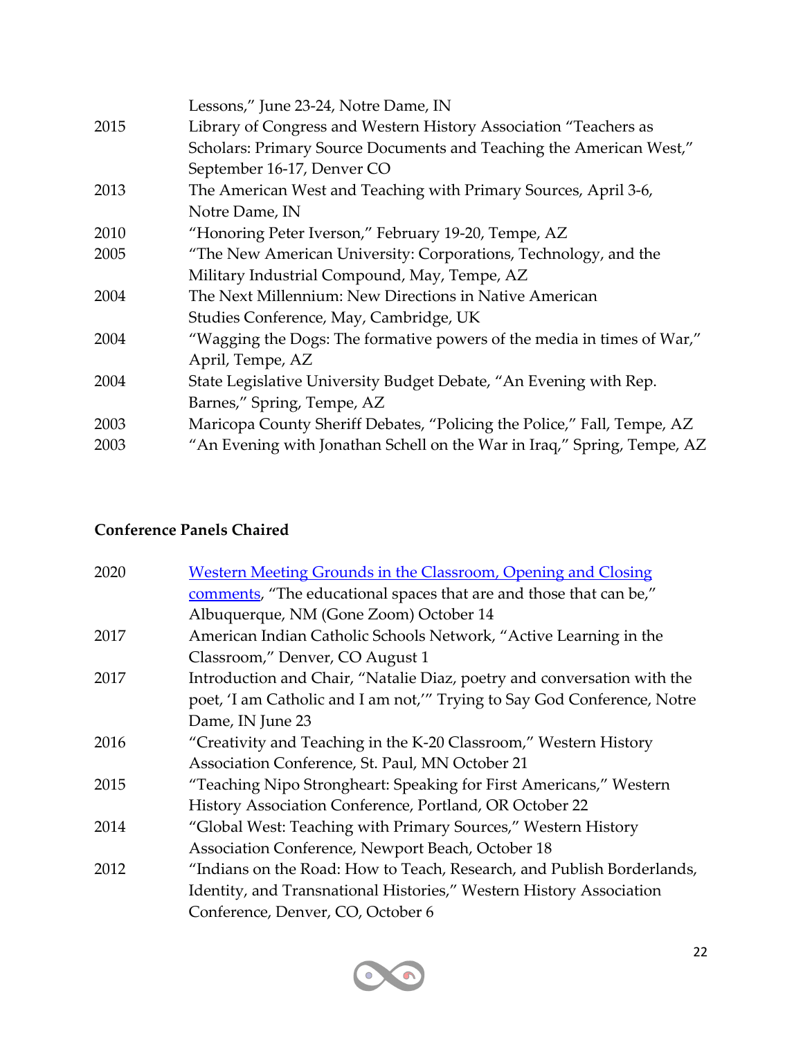| | |
|---|---|
| | Lessons," June 23-24, Notre Dame, IN |
| 2015 | Library of Congress and Western History Association "Teachers as Scholars: Primary Source Documents and Teaching the American West," September 16-17, Denver CO |
| 2013 | The American West and Teaching with Primary Sources, April 3-6, Notre Dame, IN |
| 2010 | "Honoring Peter Iverson," February 19-20, Tempe, AZ |
| 2005 | "The New American University: Corporations, Technology, and the Military Industrial Compound, May, Tempe, AZ |
| 2004 | The Next Millennium: New Directions in Native American Studies Conference, May, Cambridge, UK |
| 2004 | "Wagging the Dogs: The formative powers of the media in times of War," April, Tempe, AZ |
| 2004 | State Legislative University Budget Debate, "An Evening with Rep. Barnes," Spring, Tempe, AZ |
| 2003 | Maricopa County Sheriff Debates, "Policing the Police," Fall, Tempe, AZ |
| 2003 | "An Evening with Jonathan Schell on the War in Iraq," Spring, Tempe, AZ |

**Conference Panels Chaired**

| | |
|---|---|
| 2020 | Western Meeting Grounds in the Classroom, Opening and Closing comments, "The educational spaces that are and those that can be," Albuquerque, NM (Gone Zoom) October 14 |
| 2017 | American Indian Catholic Schools Network, "Active Learning in the Classroom," Denver, CO August 1 |
| 2017 | Introduction and Chair, "Natalie Diaz, poetry and conversation with the poet, 'I am Catholic and I am not,'" Trying to Say God Conference, Notre Dame, IN June 23 |
| 2016 | "Creativity and Teaching in the K-20 Classroom," Western History Association Conference, St. Paul, MN October 21 |
| 2015 | "Teaching Nipo Strongheart: Speaking for First Americans," Western History Association Conference, Portland, OR October 22 |
| 2014 | "Global West: Teaching with Primary Sources," Western History Association Conference, Newport Beach, October 18 |
| 2012 | "Indians on the Road: How to Teach, Research, and Publish Borderlands, Identity, and Transnational Histories," Western History Association Conference, Denver, CO, October 6 |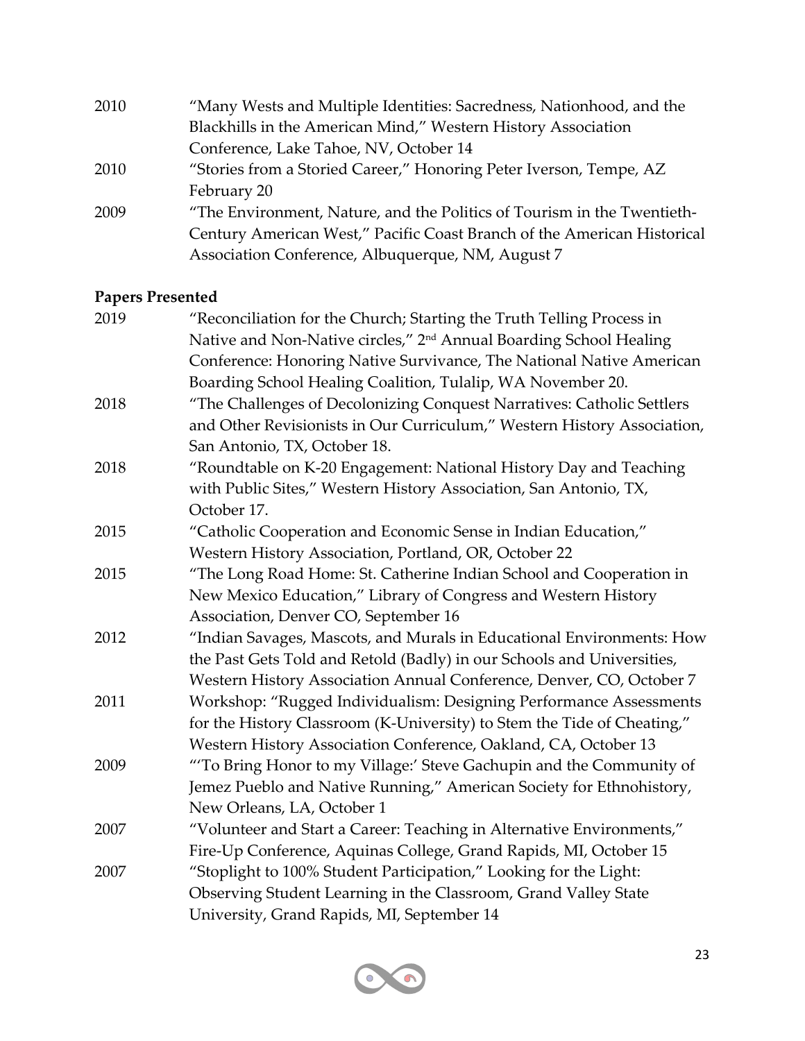2010 "Many Wests and Multiple Identities: Sacredness, Nationhood, and the Blackhills in the American Mind," Western History Association Conference, Lake Tahoe, NV, October 14

2010 "Stories from a Storied Career," Honoring Peter Iverson, Tempe, AZ February 20

2009 "The Environment, Nature, and the Politics of Tourism in the Twentieth-Century American West," Pacific Coast Branch of the American Historical Association Conference, Albuquerque, NM, August 7

**Papers Presented**

2019 "Reconciliation for the Church; Starting the Truth Telling Process in Native and Non-Native circles," 2nd Annual Boarding School Healing Conference: Honoring Native Survivance, The National Native American Boarding School Healing Coalition, Tulalip, WA November 20.

2018 "The Challenges of Decolonizing Conquest Narratives: Catholic Settlers and Other Revisionists in Our Curriculum," Western History Association, San Antonio, TX, October 18.

2018 "Roundtable on K-20 Engagement: National History Day and Teaching with Public Sites," Western History Association, San Antonio, TX, October 17.

2015 "Catholic Cooperation and Economic Sense in Indian Education," Western History Association, Portland, OR, October 22

2015 "The Long Road Home: St. Catherine Indian School and Cooperation in New Mexico Education," Library of Congress and Western History Association, Denver CO, September 16

2012 "Indian Savages, Mascots, and Murals in Educational Environments: How the Past Gets Told and Retold (Badly) in our Schools and Universities, Western History Association Annual Conference, Denver, CO, October 7

2011 Workshop: "Rugged Individualism: Designing Performance Assessments for the History Classroom (K-University) to Stem the Tide of Cheating," Western History Association Conference, Oakland, CA, October 13

2009 "'To Bring Honor to my Village:' Steve Gachupin and the Community of Jemez Pueblo and Native Running," American Society for Ethnohistory, New Orleans, LA, October 1

2007 "Volunteer and Start a Career: Teaching in Alternative Environments," Fire-Up Conference, Aquinas College, Grand Rapids, MI, October 15

2007 "Stoplight to 100% Student Participation," Looking for the Light: Observing Student Learning in the Classroom, Grand Valley State University, Grand Rapids, MI, September 14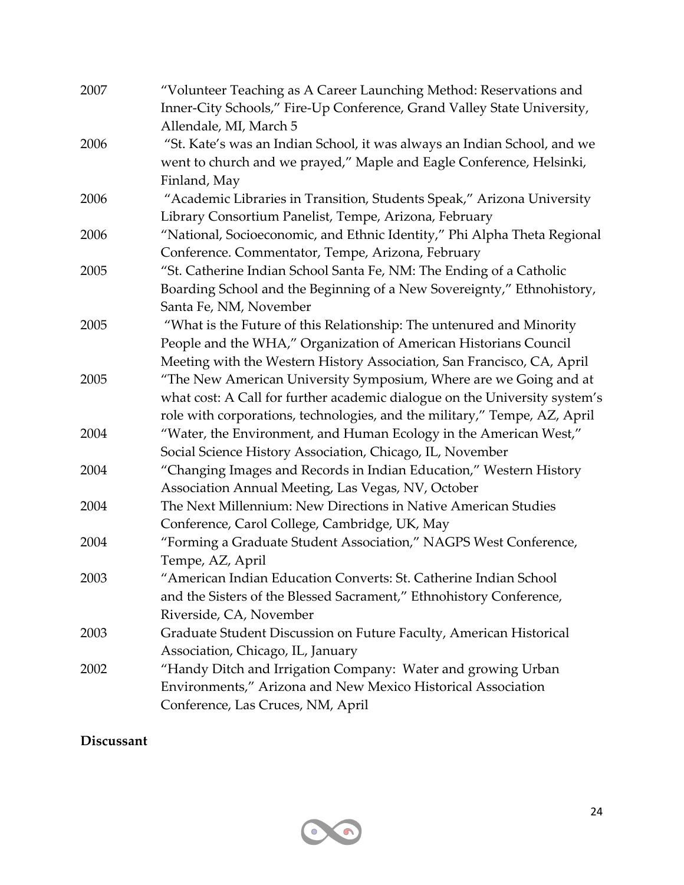2007 "Volunteer Teaching as A Career Launching Method: Reservations and Inner-City Schools," Fire-Up Conference, Grand Valley State University, Allendale, MI, March 5

2006 "St. Kate's was an Indian School, it was always an Indian School, and we went to church and we prayed," Maple and Eagle Conference, Helsinki, Finland, May

2006 "Academic Libraries in Transition, Students Speak," Arizona University Library Consortium Panelist, Tempe, Arizona, February

2006 "National, Socioeconomic, and Ethnic Identity," Phi Alpha Theta Regional Conference. Commentator, Tempe, Arizona, February

2005 "St. Catherine Indian School Santa Fe, NM: The Ending of a Catholic Boarding School and the Beginning of a New Sovereignty," Ethnohistory, Santa Fe, NM, November

2005 "What is the Future of this Relationship: The untenured and Minority People and the WHA," Organization of American Historians Council Meeting with the Western History Association, San Francisco, CA, April

2005 "The New American University Symposium, Where are we Going and at what cost: A Call for further academic dialogue on the University system's role with corporations, technologies, and the military," Tempe, AZ, April

2004 "Water, the Environment, and Human Ecology in the American West," Social Science History Association, Chicago, IL, November

2004 "Changing Images and Records in Indian Education," Western History Association Annual Meeting, Las Vegas, NV, October

2004 The Next Millennium: New Directions in Native American Studies Conference, Carol College, Cambridge, UK, May

2004 "Forming a Graduate Student Association," NAGPS West Conference, Tempe, AZ, April

2003 "American Indian Education Converts: St. Catherine Indian School and the Sisters of the Blessed Sacrament," Ethnohistory Conference, Riverside, CA, November

2003 Graduate Student Discussion on Future Faculty, American Historical Association, Chicago, IL, January

2002 "Handy Ditch and Irrigation Company: Water and growing Urban Environments," Arizona and New Mexico Historical Association Conference, Las Cruces, NM, April

**Discussant**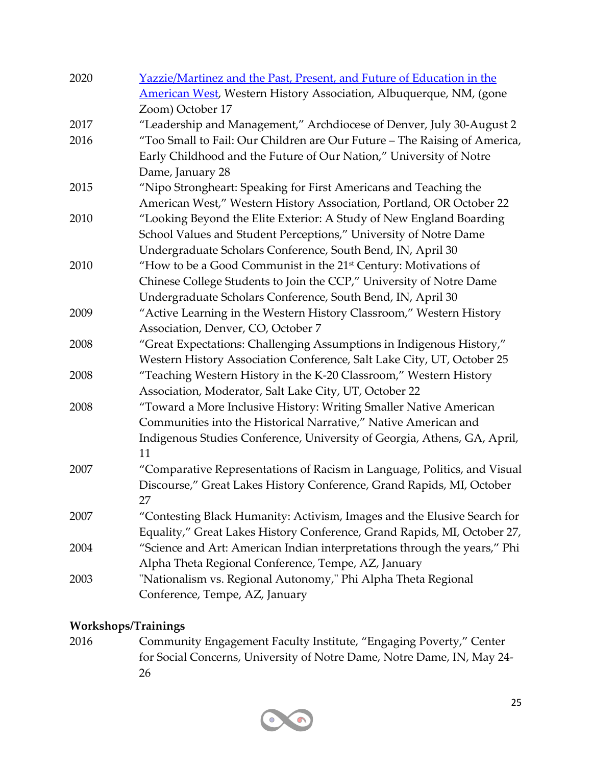2020 [Yazzie/Martinez and the Past, Present, and Future of Education in the American West](), Western History Association, Albuquerque, NM, (gone Zoom) October 17

2017 "Leadership and Management," Archdiocese of Denver, July 30-August 2

2016 "Too Small to Fail: Our Children are Our Future – The Raising of America, Early Childhood and the Future of Our Nation," University of Notre Dame, January 28

2015 "Nipo Strongheart: Speaking for First Americans and Teaching the American West," Western History Association, Portland, OR October 22

2010 "Looking Beyond the Elite Exterior: A Study of New England Boarding School Values and Student Perceptions," University of Notre Dame Undergraduate Scholars Conference, South Bend, IN, April 30

2010 "How to be a Good Communist in the 21st Century: Motivations of Chinese College Students to Join the CCP," University of Notre Dame Undergraduate Scholars Conference, South Bend, IN, April 30

2009 "Active Learning in the Western History Classroom," Western History Association, Denver, CO, October 7

2008 "Great Expectations: Challenging Assumptions in Indigenous History," Western History Association Conference, Salt Lake City, UT, October 25

2008 "Teaching Western History in the K-20 Classroom," Western History Association, Moderator, Salt Lake City, UT, October 22

2008 "Toward a More Inclusive History: Writing Smaller Native American Communities into the Historical Narrative," Native American and Indigenous Studies Conference, University of Georgia, Athens, GA, April, 11

2007 "Comparative Representations of Racism in Language, Politics, and Visual Discourse," Great Lakes History Conference, Grand Rapids, MI, October 27

2007 "Contesting Black Humanity: Activism, Images and the Elusive Search for Equality," Great Lakes History Conference, Grand Rapids, MI, October 27,

2004 "Science and Art: American Indian interpretations through the years," Phi Alpha Theta Regional Conference, Tempe, AZ, January

2003 "Nationalism vs. Regional Autonomy," Phi Alpha Theta Regional Conference, Tempe, AZ, January

**Workshops/Trainings**

2016 Community Engagement Faculty Institute, "Engaging Poverty," Center for Social Concerns, University of Notre Dame, Notre Dame, IN, May 24-26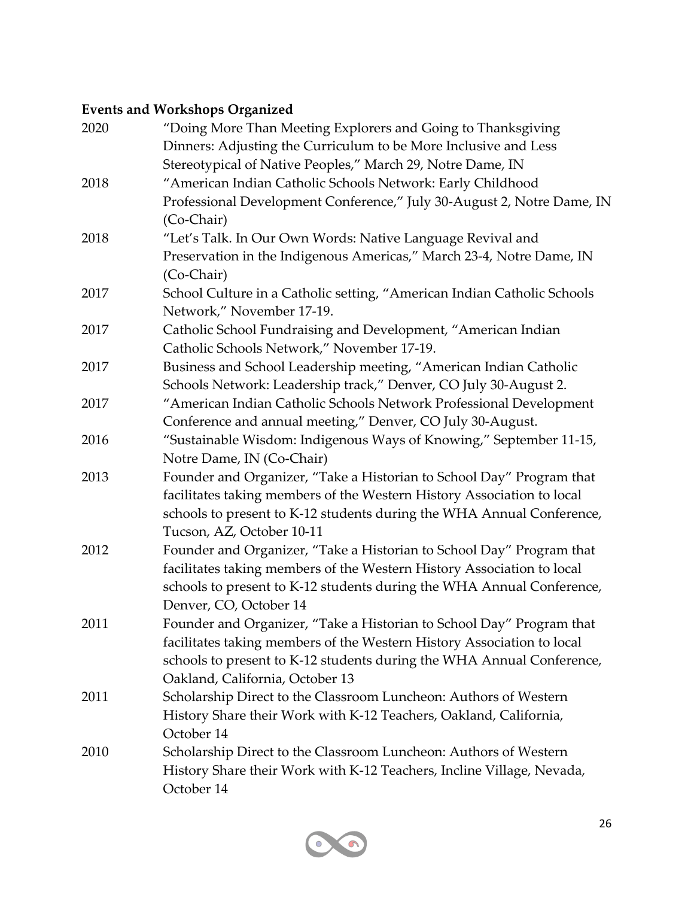**Events and Workshops Organized**

2020 "Doing More Than Meeting Explorers and Going to Thanksgiving Dinners: Adjusting the Curriculum to be More Inclusive and Less Stereotypical of Native Peoples," March 29, Notre Dame, IN

2018 "American Indian Catholic Schools Network: Early Childhood Professional Development Conference," July 30-August 2, Notre Dame, IN (Co-Chair)

2018 "Let's Talk. In Our Own Words: Native Language Revival and Preservation in the Indigenous Americas," March 23-4, Notre Dame, IN (Co-Chair)

2017 School Culture in a Catholic setting, "American Indian Catholic Schools Network," November 17-19.

2017 Catholic School Fundraising and Development, "American Indian Catholic Schools Network," November 17-19.

2017 Business and School Leadership meeting, "American Indian Catholic Schools Network: Leadership track," Denver, CO July 30-August 2.

2017 "American Indian Catholic Schools Network Professional Development Conference and annual meeting," Denver, CO July 30-August.

2016 "Sustainable Wisdom: Indigenous Ways of Knowing," September 11-15, Notre Dame, IN (Co-Chair)

2013 Founder and Organizer, "Take a Historian to School Day" Program that facilitates taking members of the Western History Association to local schools to present to K-12 students during the WHA Annual Conference, Tucson, AZ, October 10-11

2012 Founder and Organizer, "Take a Historian to School Day" Program that facilitates taking members of the Western History Association to local schools to present to K-12 students during the WHA Annual Conference, Denver, CO, October 14

2011 Founder and Organizer, "Take a Historian to School Day" Program that facilitates taking members of the Western History Association to local schools to present to K-12 students during the WHA Annual Conference, Oakland, California, October 13

2011 Scholarship Direct to the Classroom Luncheon: Authors of Western History Share their Work with K-12 Teachers, Oakland, California, October 14

2010 Scholarship Direct to the Classroom Luncheon: Authors of Western History Share their Work with K-12 Teachers, Incline Village, Nevada, October 14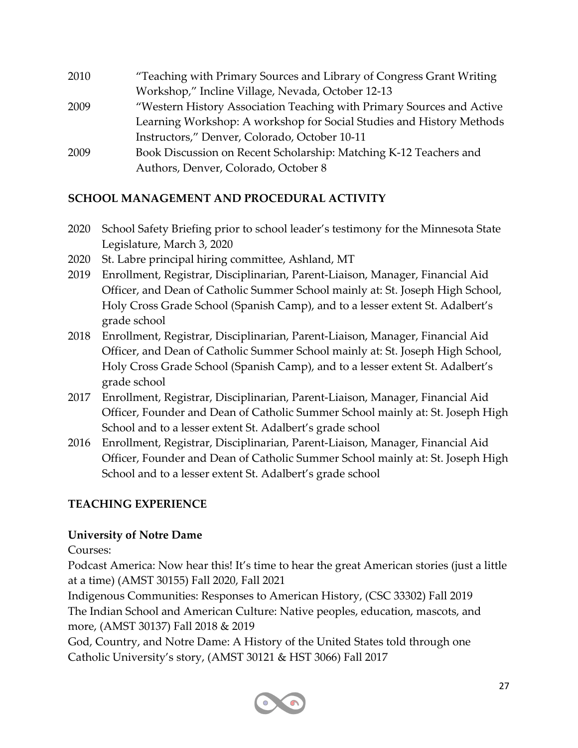2010 "Teaching with Primary Sources and Library of Congress Grant Writing Workshop," Incline Village, Nevada, October 12-13

2009 "Western History Association Teaching with Primary Sources and Active Learning Workshop: A workshop for Social Studies and History Methods Instructors," Denver, Colorado, October 10-11

2009 Book Discussion on Recent Scholarship: Matching K-12 Teachers and Authors, Denver, Colorado, October 8

## SCHOOL MANAGEMENT AND PROCEDURAL ACTIVITY

2020 School Safety Briefing prior to school leader's testimony for the Minnesota State Legislature, March 3, 2020

2020 St. Labre principal hiring committee, Ashland, MT

2019 Enrollment, Registrar, Disciplinarian, Parent-Liaison, Manager, Financial Aid Officer, and Dean of Catholic Summer School mainly at: St. Joseph High School, Holy Cross Grade School (Spanish Camp), and to a lesser extent St. Adalbert's grade school

2018 Enrollment, Registrar, Disciplinarian, Parent-Liaison, Manager, Financial Aid Officer, and Dean of Catholic Summer School mainly at: St. Joseph High School, Holy Cross Grade School (Spanish Camp), and to a lesser extent St. Adalbert's grade school

2017 Enrollment, Registrar, Disciplinarian, Parent-Liaison, Manager, Financial Aid Officer, Founder and Dean of Catholic Summer School mainly at: St. Joseph High School and to a lesser extent St. Adalbert's grade school

2016 Enrollment, Registrar, Disciplinarian, Parent-Liaison, Manager, Financial Aid Officer, Founder and Dean of Catholic Summer School mainly at: St. Joseph High School and to a lesser extent St. Adalbert's grade school

## TEACHING EXPERIENCE

### University of Notre Dame

Courses:

Podcast America: Now hear this! It's time to hear the great American stories (just a little at a time) (AMST 30155) Fall 2020, Fall 2021

Indigenous Communities: Responses to American History, (CSC 33302) Fall 2019

The Indian School and American Culture: Native peoples, education, mascots, and more, (AMST 30137) Fall 2018 & 2019

God, Country, and Notre Dame: A History of the United States told through one Catholic University's story, (AMST 30121 & HST 3066) Fall 2017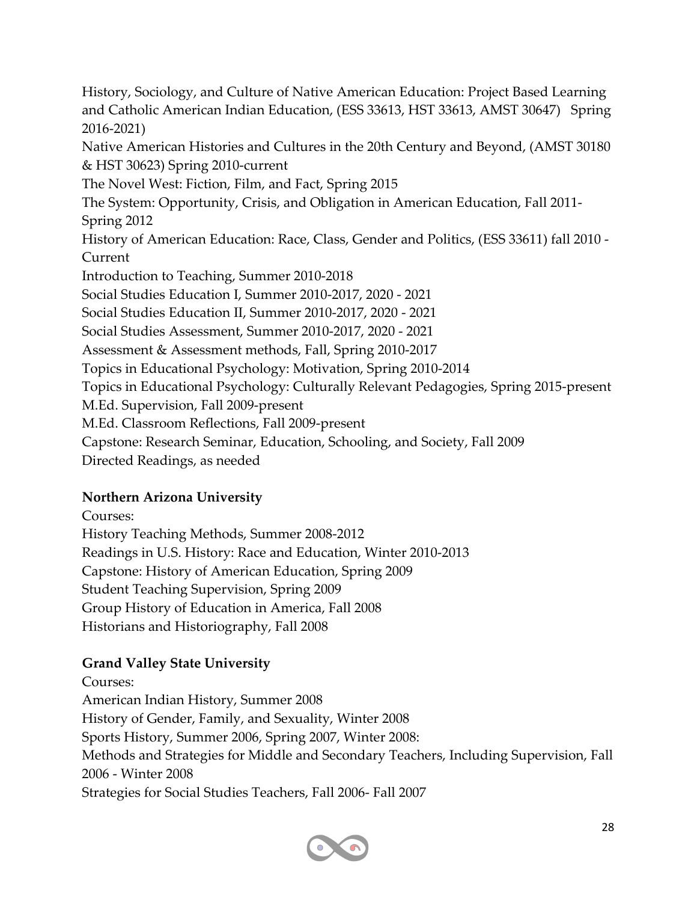History, Sociology, and Culture of Native American Education: Project Based Learning and Catholic American Indian Education, (ESS 33613, HST 33613, AMST 30647) Spring 2016-2021)
Native American Histories and Cultures in the 20th Century and Beyond, (AMST 30180 & HST 30623) Spring 2010-current
The Novel West: Fiction, Film, and Fact, Spring 2015
The System: Opportunity, Crisis, and Obligation in American Education, Fall 2011-Spring 2012
History of American Education: Race, Class, Gender and Politics, (ESS 33611) fall 2010 - Current
Introduction to Teaching, Summer 2010-2018
Social Studies Education I, Summer 2010-2017, 2020 - 2021
Social Studies Education II, Summer 2010-2017, 2020 - 2021
Social Studies Assessment, Summer 2010-2017, 2020 - 2021
Assessment & Assessment methods, Fall, Spring 2010-2017
Topics in Educational Psychology: Motivation, Spring 2010-2014
Topics in Educational Psychology: Culturally Relevant Pedagogies, Spring 2015-present
M.Ed. Supervision, Fall 2009-present
M.Ed. Classroom Reflections, Fall 2009-present
Capstone: Research Seminar, Education, Schooling, and Society, Fall 2009
Directed Readings, as needed

**Northern Arizona University**

Courses:
History Teaching Methods, Summer 2008-2012
Readings in U.S. History: Race and Education, Winter 2010-2013
Capstone: History of American Education, Spring 2009
Student Teaching Supervision, Spring 2009
Group History of Education in America, Fall 2008
Historians and Historiography, Fall 2008

**Grand Valley State University**

Courses:
American Indian History, Summer 2008
History of Gender, Family, and Sexuality, Winter 2008
Sports History, Summer 2006, Spring 2007, Winter 2008:
Methods and Strategies for Middle and Secondary Teachers, Including Supervision, Fall 2006 - Winter 2008
Strategies for Social Studies Teachers, Fall 2006- Fall 2007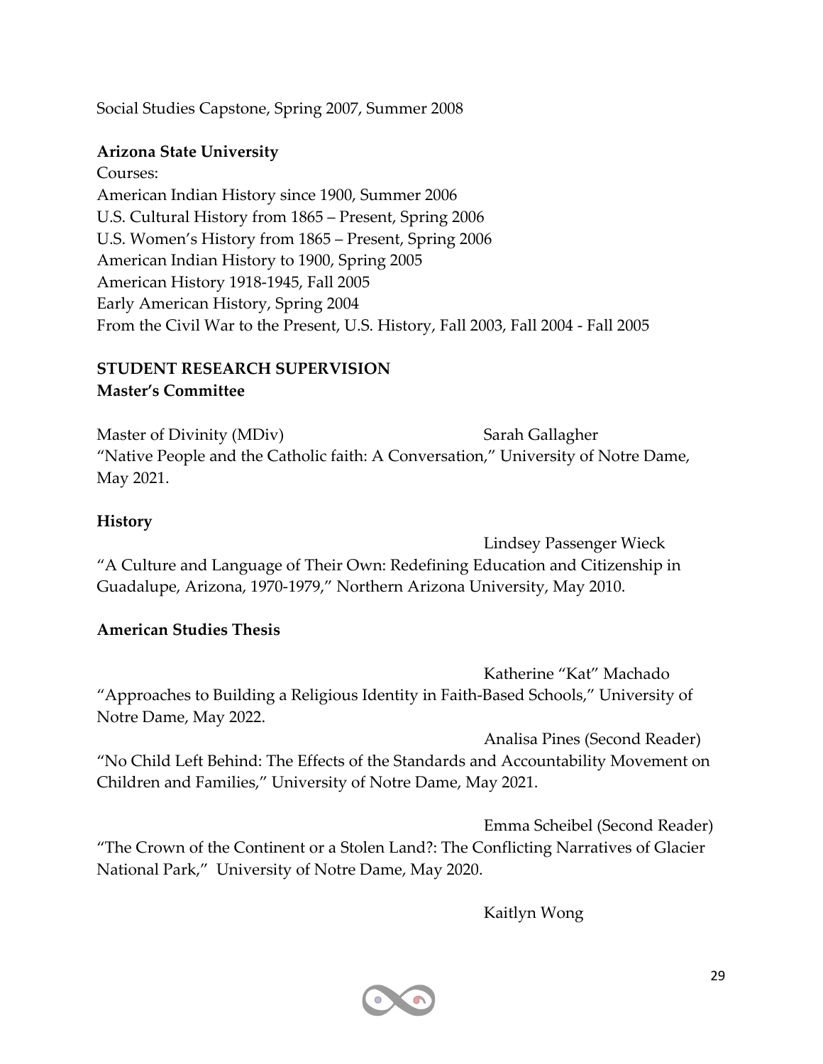Social Studies Capstone, Spring 2007, Summer 2008

**Arizona State University**

Courses:
American Indian History since 1900, Summer 2006
U.S. Cultural History from 1865 – Present, Spring 2006
U.S. Women's History from 1865 – Present, Spring 2006
American Indian History to 1900, Spring 2005
American History 1918-1945, Fall 2005
Early American History, Spring 2004
From the Civil War to the Present, U.S. History, Fall 2003, Fall 2004 - Fall 2005

## STUDENT RESEARCH SUPERVISION

**Master's Committee**

Master of Divinity (MDiv) — Sarah Gallagher
"Native People and the Catholic faith: A Conversation," University of Notre Dame, May 2021.

**History**

Lindsey Passenger Wieck
"A Culture and Language of Their Own: Redefining Education and Citizenship in Guadalupe, Arizona, 1970-1979," Northern Arizona University, May 2010.

**American Studies Thesis**

Katherine "Kat" Machado
"Approaches to Building a Religious Identity in Faith-Based Schools," University of Notre Dame, May 2022.

Analisa Pines (Second Reader)
"No Child Left Behind: The Effects of the Standards and Accountability Movement on Children and Families," University of Notre Dame, May 2021.

Emma Scheibel (Second Reader)
"The Crown of the Continent or a Stolen Land?: The Conflicting Narratives of Glacier National Park," University of Notre Dame, May 2020.

Kaitlyn Wong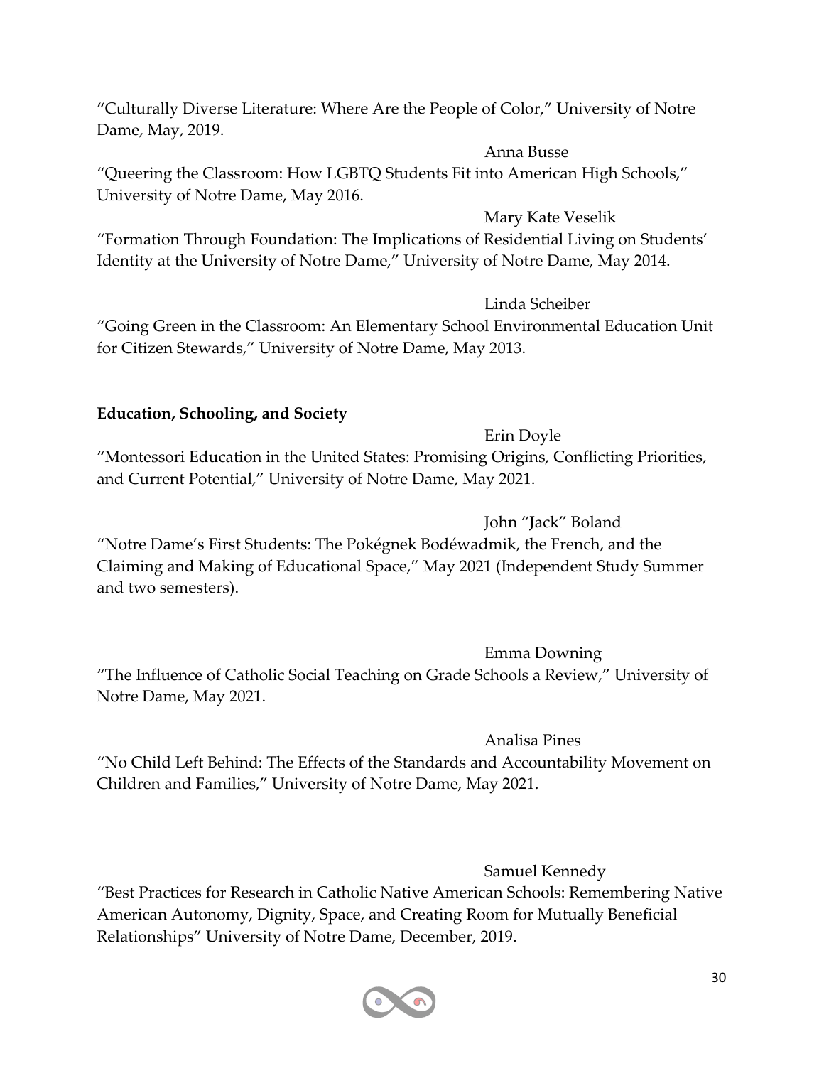"Culturally Diverse Literature: Where Are the People of Color," University of Notre Dame, May, 2019.

Anna Busse

"Queering the Classroom: How LGBTQ Students Fit into American High Schools," University of Notre Dame, May 2016.

Mary Kate Veselik

"Formation Through Foundation: The Implications of Residential Living on Students' Identity at the University of Notre Dame," University of Notre Dame, May 2014.

Linda Scheiber

"Going Green in the Classroom: An Elementary School Environmental Education Unit for Citizen Stewards," University of Notre Dame, May 2013.

**Education, Schooling, and Society**

Erin Doyle

"Montessori Education in the United States: Promising Origins, Conflicting Priorities, and Current Potential," University of Notre Dame, May 2021.

John "Jack" Boland

"Notre Dame's First Students: The Pokégnek Bodéwadmik, the French, and the Claiming and Making of Educational Space," May 2021 (Independent Study Summer and two semesters).

Emma Downing

"The Influence of Catholic Social Teaching on Grade Schools a Review," University of Notre Dame, May 2021.

Analisa Pines

"No Child Left Behind: The Effects of the Standards and Accountability Movement on Children and Families," University of Notre Dame, May 2021.

Samuel Kennedy

"Best Practices for Research in Catholic Native American Schools: Remembering Native American Autonomy, Dignity, Space, and Creating Room for Mutually Beneficial Relationships" University of Notre Dame, December, 2019.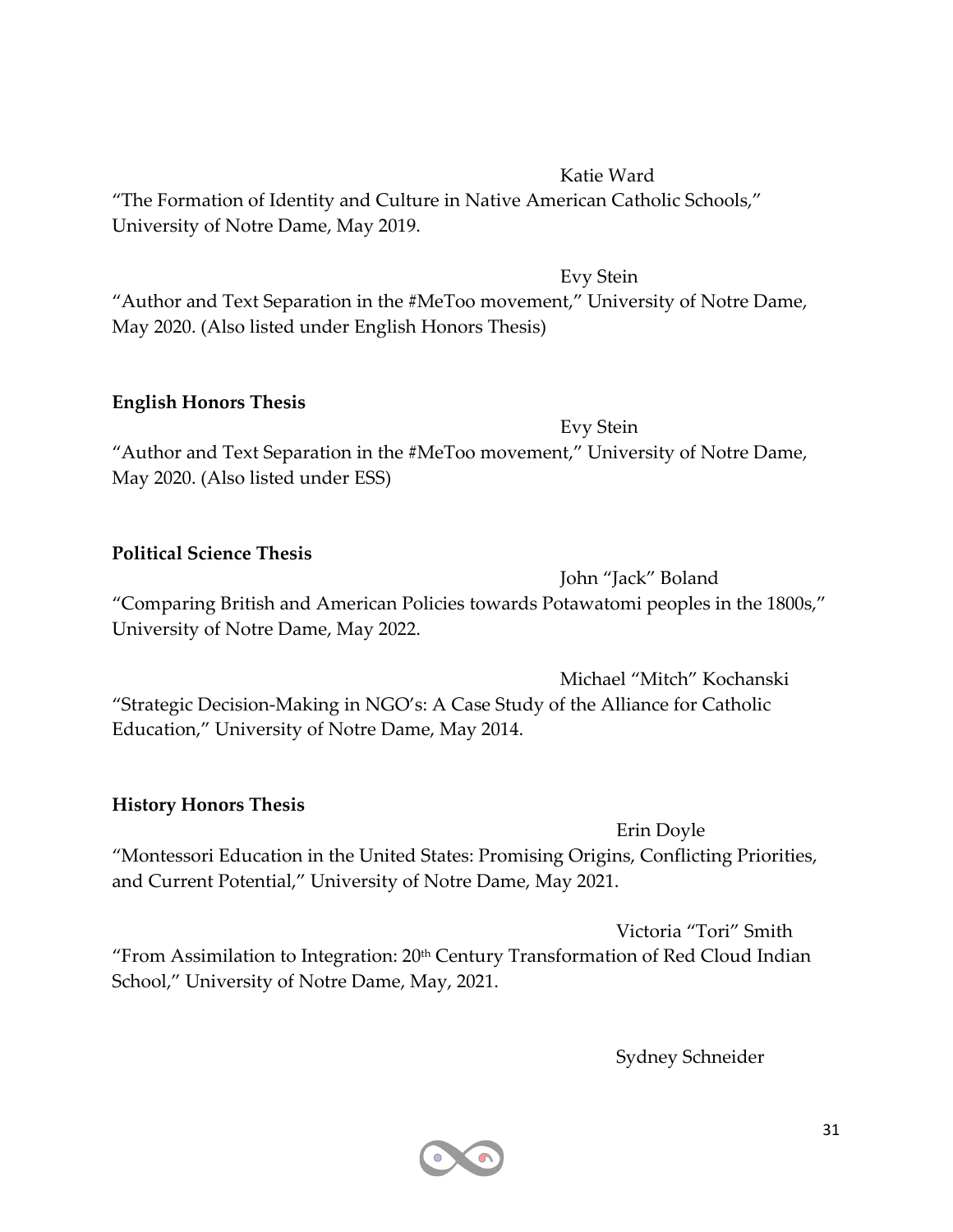Katie Ward

"The Formation of Identity and Culture in Native American Catholic Schools," University of Notre Dame, May 2019.

Evy Stein

"Author and Text Separation in the #MeToo movement," University of Notre Dame, May 2020. (Also listed under English Honors Thesis)

**English Honors Thesis**

Evy Stein

"Author and Text Separation in the #MeToo movement," University of Notre Dame, May 2020. (Also listed under ESS)

**Political Science Thesis**

John "Jack" Boland

"Comparing British and American Policies towards Potawatomi peoples in the 1800s," University of Notre Dame, May 2022.

Michael "Mitch" Kochanski

"Strategic Decision-Making in NGO's: A Case Study of the Alliance for Catholic Education," University of Notre Dame, May 2014.

**History Honors Thesis**

Erin Doyle

"Montessori Education in the United States: Promising Origins, Conflicting Priorities, and Current Potential," University of Notre Dame, May 2021.

Victoria "Tori" Smith

"From Assimilation to Integration: 20th Century Transformation of Red Cloud Indian School," University of Notre Dame, May, 2021.

Sydney Schneider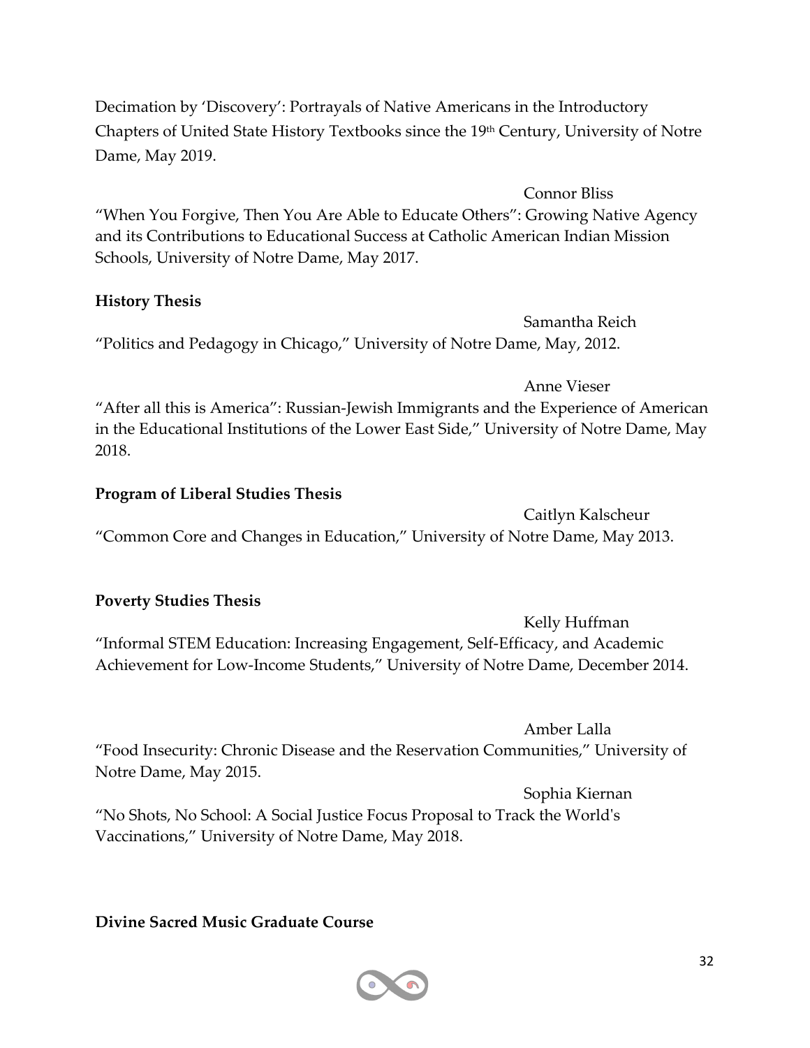Decimation by 'Discovery': Portrayals of Native Americans in the Introductory Chapters of United State History Textbooks since the 19th Century, University of Notre Dame, May 2019.

Connor Bliss

"When You Forgive, Then You Are Able to Educate Others": Growing Native Agency and its Contributions to Educational Success at Catholic American Indian Mission Schools, University of Notre Dame, May 2017.

**History Thesis**

Samantha Reich

"Politics and Pedagogy in Chicago," University of Notre Dame, May, 2012.

Anne Vieser

"After all this is America": Russian-Jewish Immigrants and the Experience of American in the Educational Institutions of the Lower East Side," University of Notre Dame, May 2018.

**Program of Liberal Studies Thesis**

Caitlyn Kalscheur

"Common Core and Changes in Education," University of Notre Dame, May 2013.

**Poverty Studies Thesis**

Kelly Huffman

"Informal STEM Education: Increasing Engagement, Self-Efficacy, and Academic Achievement for Low-Income Students," University of Notre Dame, December 2014.

Amber Lalla

"Food Insecurity: Chronic Disease and the Reservation Communities," University of Notre Dame, May 2015.

Sophia Kiernan

"No Shots, No School: A Social Justice Focus Proposal to Track the World's Vaccinations," University of Notre Dame, May 2018.

**Divine Sacred Music Graduate Course**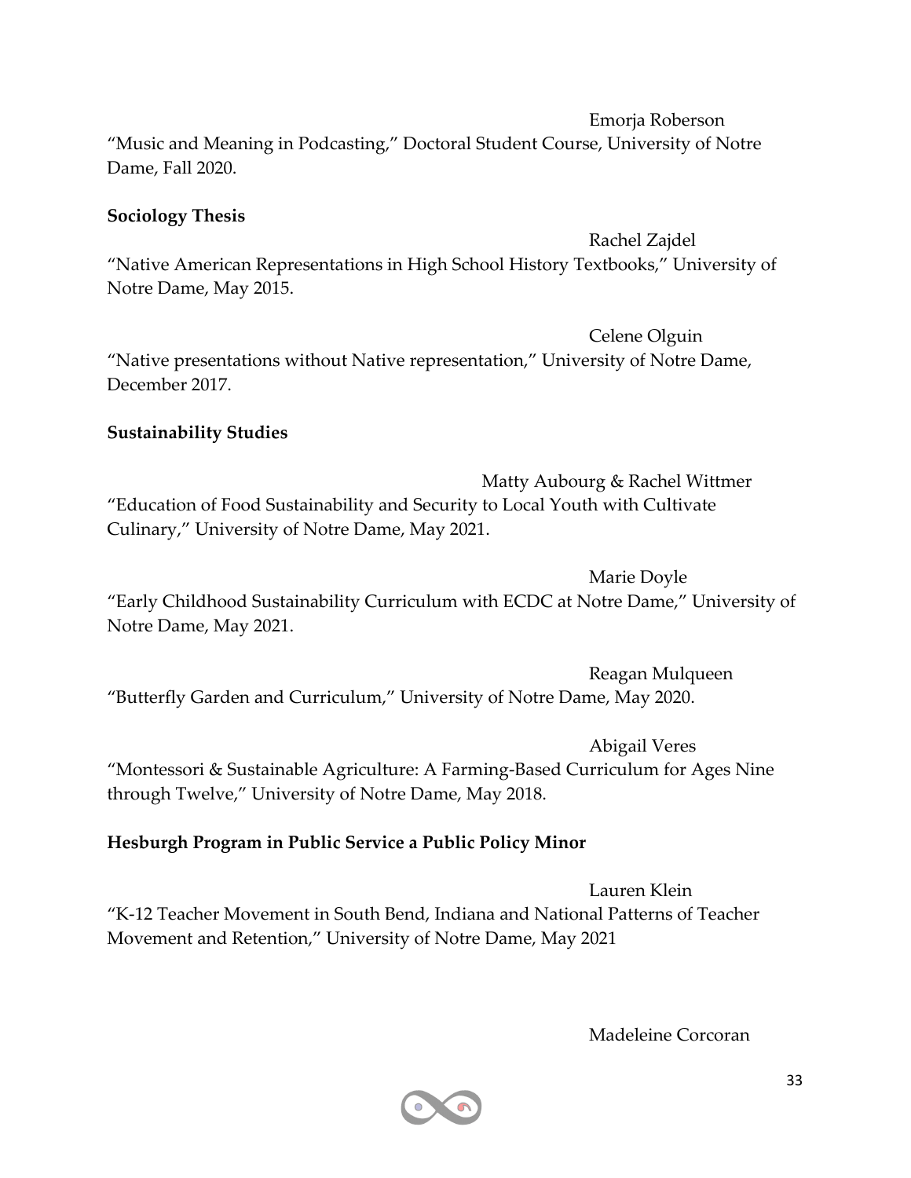Emorja Roberson

"Music and Meaning in Podcasting," Doctoral Student Course, University of Notre Dame, Fall 2020.

**Sociology Thesis**

Rachel Zajdel

"Native American Representations in High School History Textbooks," University of Notre Dame, May 2015.

Celene Olguin

"Native presentations without Native representation," University of Notre Dame, December 2017.

**Sustainability Studies**

Matty Aubourg & Rachel Wittmer

"Education of Food Sustainability and Security to Local Youth with Cultivate Culinary," University of Notre Dame, May 2021.

Marie Doyle

"Early Childhood Sustainability Curriculum with ECDC at Notre Dame," University of Notre Dame, May 2021.

Reagan Mulqueen

"Butterfly Garden and Curriculum," University of Notre Dame, May 2020.

Abigail Veres

"Montessori & Sustainable Agriculture: A Farming-Based Curriculum for Ages Nine through Twelve," University of Notre Dame, May 2018.

**Hesburgh Program in Public Service a Public Policy Minor**

Lauren Klein

"K-12 Teacher Movement in South Bend, Indiana and National Patterns of Teacher Movement and Retention," University of Notre Dame, May 2021

Madeleine Corcoran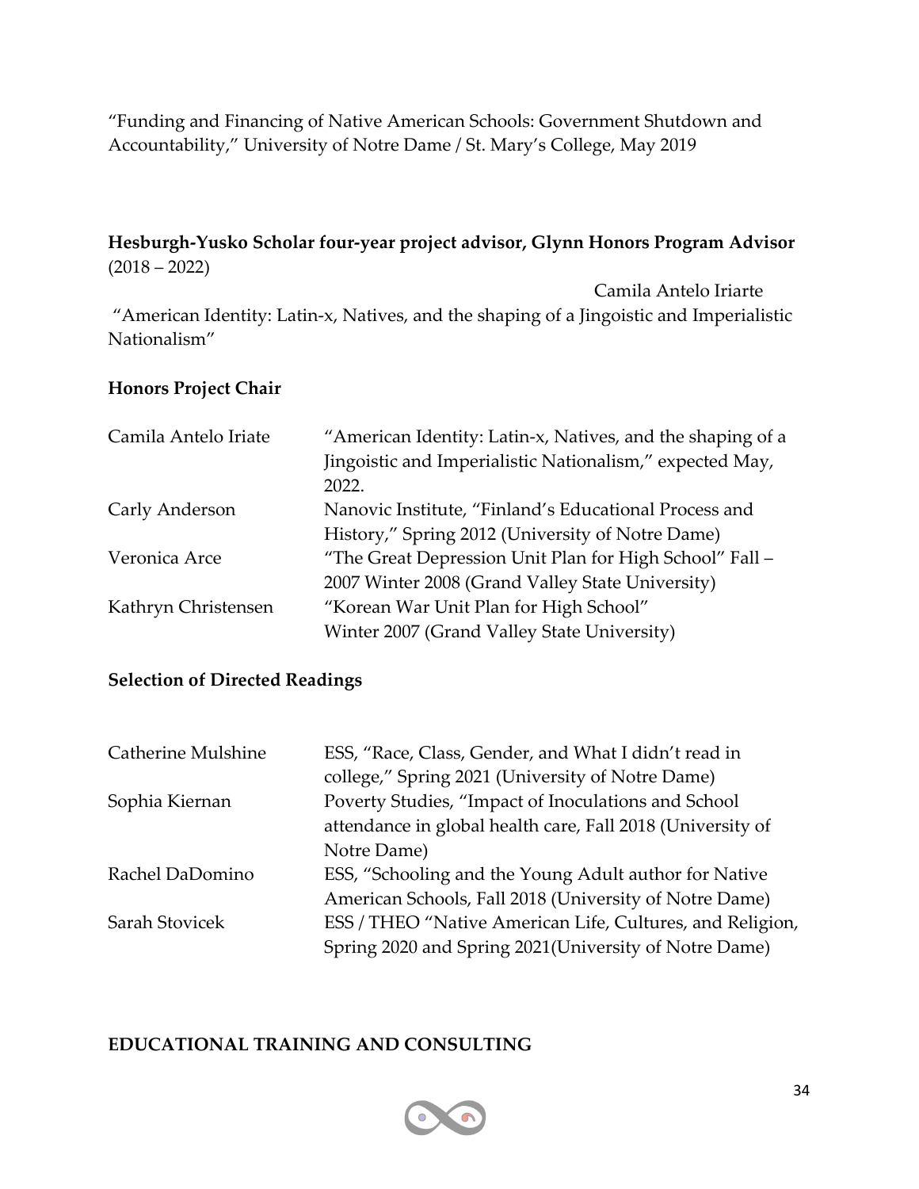"Funding and Financing of Native American Schools: Government Shutdown and Accountability," University of Notre Dame / St. Mary's College, May 2019

**Hesburgh-Yusko Scholar four-year project advisor, Glynn Honors Program Advisor** (2018 – 2022)

Camila Antelo Iriarte

"American Identity: Latin-x, Natives, and the shaping of a Jingoistic and Imperialistic Nationalism"

**Honors Project Chair**

| | |
|---|---|
| Camila Antelo Iriate | "American Identity: Latin-x, Natives, and the shaping of a Jingoistic and Imperialistic Nationalism," expected May, 2022. |
| Carly Anderson | Nanovic Institute, "Finland's Educational Process and History," Spring 2012 (University of Notre Dame) |
| Veronica Arce | "The Great Depression Unit Plan for High School" Fall – 2007 Winter 2008 (Grand Valley State University) |
| Kathryn Christensen | "Korean War Unit Plan for High School" Winter 2007 (Grand Valley State University) |

**Selection of Directed Readings**

| | |
|---|---|
| Catherine Mulshine | ESS, "Race, Class, Gender, and What I didn't read in college," Spring 2021 (University of Notre Dame) |
| Sophia Kiernan | Poverty Studies, "Impact of Inoculations and School attendance in global health care, Fall 2018 (University of Notre Dame) |
| Rachel DaDomino | ESS, "Schooling and the Young Adult author for Native American Schools, Fall 2018 (University of Notre Dame) |
| Sarah Stovicek | ESS / THEO "Native American Life, Cultures, and Religion, Spring 2020 and Spring 2021(University of Notre Dame) |

**EDUCATIONAL TRAINING AND CONSULTING**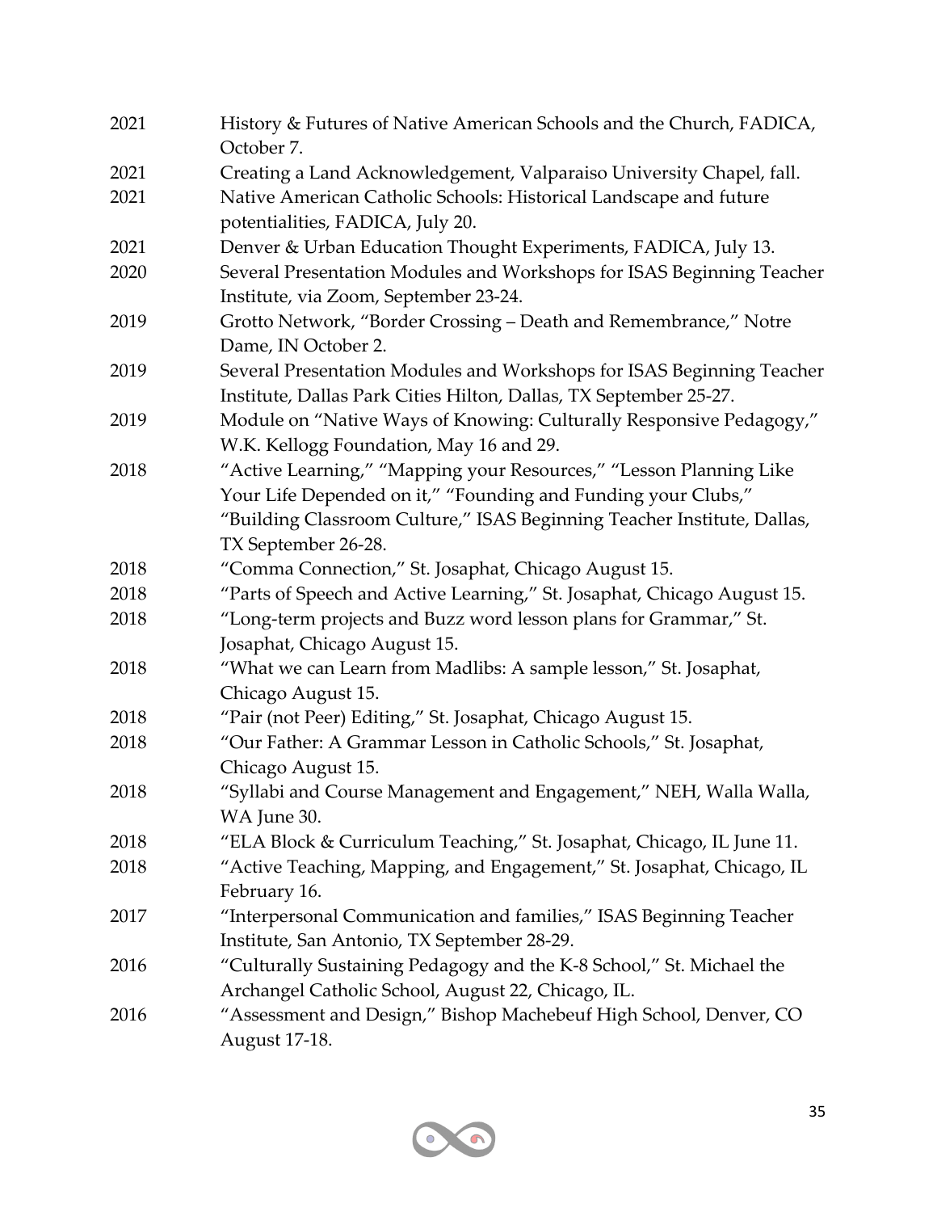| | |
|---|---|
| 2021 | History & Futures of Native American Schools and the Church, FADICA, October 7. |
| 2021 | Creating a Land Acknowledgement, Valparaiso University Chapel, fall. |
| 2021 | Native American Catholic Schools: Historical Landscape and future potentialities, FADICA, July 20. |
| 2021 | Denver & Urban Education Thought Experiments, FADICA, July 13. |
| 2020 | Several Presentation Modules and Workshops for ISAS Beginning Teacher Institute, via Zoom, September 23-24. |
| 2019 | Grotto Network, "Border Crossing – Death and Remembrance," Notre Dame, IN October 2. |
| 2019 | Several Presentation Modules and Workshops for ISAS Beginning Teacher Institute, Dallas Park Cities Hilton, Dallas, TX September 25-27. |
| 2019 | Module on "Native Ways of Knowing: Culturally Responsive Pedagogy," W.K. Kellogg Foundation, May 16 and 29. |
| 2018 | "Active Learning," "Mapping your Resources," "Lesson Planning Like Your Life Depended on it," "Founding and Funding your Clubs," "Building Classroom Culture," ISAS Beginning Teacher Institute, Dallas, TX September 26-28. |
| 2018 | "Comma Connection," St. Josaphat, Chicago August 15. |
| 2018 | "Parts of Speech and Active Learning," St. Josaphat, Chicago August 15. |
| 2018 | "Long-term projects and Buzz word lesson plans for Grammar," St. Josaphat, Chicago August 15. |
| 2018 | "What we can Learn from Madlibs: A sample lesson," St. Josaphat, Chicago August 15. |
| 2018 | "Pair (not Peer) Editing," St. Josaphat, Chicago August 15. |
| 2018 | "Our Father: A Grammar Lesson in Catholic Schools," St. Josaphat, Chicago August 15. |
| 2018 | "Syllabi and Course Management and Engagement," NEH, Walla Walla, WA June 30. |
| 2018 | "ELA Block & Curriculum Teaching," St. Josaphat, Chicago, IL June 11. |
| 2018 | "Active Teaching, Mapping, and Engagement," St. Josaphat, Chicago, IL February 16. |
| 2017 | "Interpersonal Communication and families," ISAS Beginning Teacher Institute, San Antonio, TX September 28-29. |
| 2016 | "Culturally Sustaining Pedagogy and the K-8 School," St. Michael the Archangel Catholic School, August 22, Chicago, IL. |
| 2016 | "Assessment and Design," Bishop Machebeuf High School, Denver, CO August 17-18. |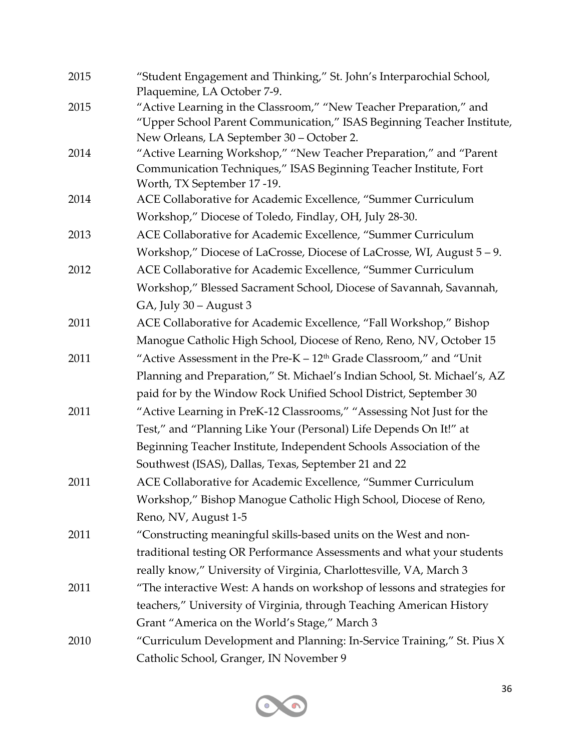2015 "Student Engagement and Thinking," St. John's Interparochial School, Plaquemine, LA October 7-9.

2015 "Active Learning in the Classroom," "New Teacher Preparation," and "Upper School Parent Communication," ISAS Beginning Teacher Institute, New Orleans, LA September 30 – October 2.

2014 "Active Learning Workshop," "New Teacher Preparation," and "Parent Communication Techniques," ISAS Beginning Teacher Institute, Fort Worth, TX September 17 -19.

2014 ACE Collaborative for Academic Excellence, "Summer Curriculum Workshop," Diocese of Toledo, Findlay, OH, July 28-30.

2013 ACE Collaborative for Academic Excellence, "Summer Curriculum Workshop," Diocese of LaCrosse, Diocese of LaCrosse, WI, August 5 – 9.

2012 ACE Collaborative for Academic Excellence, "Summer Curriculum Workshop," Blessed Sacrament School, Diocese of Savannah, Savannah, GA, July 30 – August 3

2011 ACE Collaborative for Academic Excellence, "Fall Workshop," Bishop Manogue Catholic High School, Diocese of Reno, Reno, NV, October 15

2011 "Active Assessment in the Pre-K – 12th Grade Classroom," and "Unit Planning and Preparation," St. Michael's Indian School, St. Michael's, AZ paid for by the Window Rock Unified School District, September 30

2011 "Active Learning in PreK-12 Classrooms," "Assessing Not Just for the Test," and "Planning Like Your (Personal) Life Depends On It!" at Beginning Teacher Institute, Independent Schools Association of the Southwest (ISAS), Dallas, Texas, September 21 and 22

2011 ACE Collaborative for Academic Excellence, "Summer Curriculum Workshop," Bishop Manogue Catholic High School, Diocese of Reno, Reno, NV, August 1-5

2011 "Constructing meaningful skills-based units on the West and non-traditional testing OR Performance Assessments and what your students really know," University of Virginia, Charlottesville, VA, March 3

2011 "The interactive West: A hands on workshop of lessons and strategies for teachers," University of Virginia, through Teaching American History Grant "America on the World's Stage," March 3

2010 "Curriculum Development and Planning: In-Service Training," St. Pius X Catholic School, Granger, IN November 9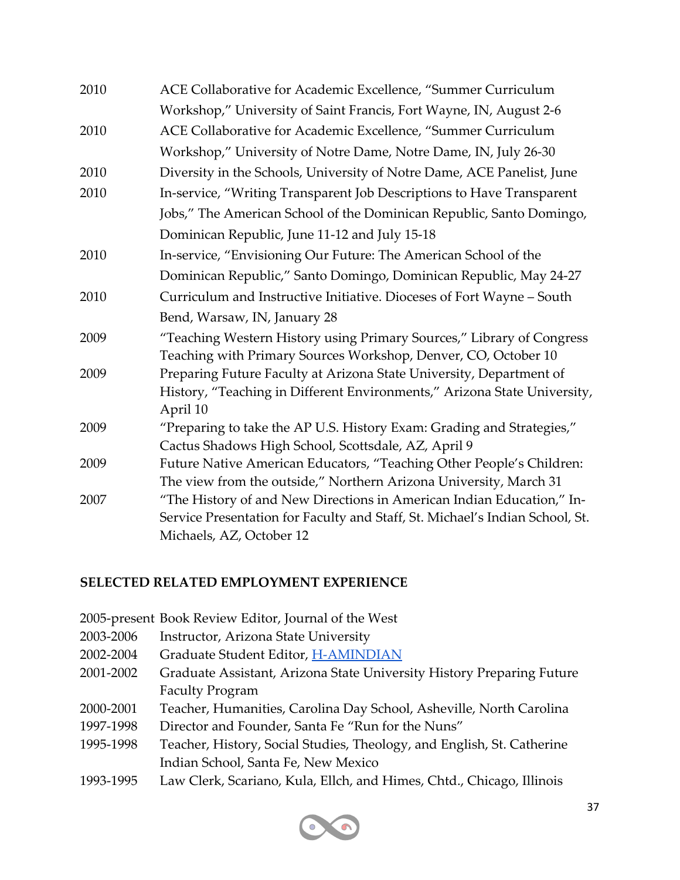2010 ACE Collaborative for Academic Excellence, "Summer Curriculum Workshop," University of Saint Francis, Fort Wayne, IN, August 2-6

2010 ACE Collaborative for Academic Excellence, "Summer Curriculum Workshop," University of Notre Dame, Notre Dame, IN, July 26-30

2010 Diversity in the Schools, University of Notre Dame, ACE Panelist, June

2010 In-service, "Writing Transparent Job Descriptions to Have Transparent Jobs," The American School of the Dominican Republic, Santo Domingo, Dominican Republic, June 11-12 and July 15-18

2010 In-service, "Envisioning Our Future: The American School of the Dominican Republic," Santo Domingo, Dominican Republic, May 24-27

2010 Curriculum and Instructive Initiative. Dioceses of Fort Wayne – South Bend, Warsaw, IN, January 28

2009 "Teaching Western History using Primary Sources," Library of Congress Teaching with Primary Sources Workshop, Denver, CO, October 10

2009 Preparing Future Faculty at Arizona State University, Department of History, "Teaching in Different Environments," Arizona State University, April 10

2009 "Preparing to take the AP U.S. History Exam: Grading and Strategies," Cactus Shadows High School, Scottsdale, AZ, April 9

2009 Future Native American Educators, "Teaching Other People's Children: The view from the outside," Northern Arizona University, March 31

2007 "The History of and New Directions in American Indian Education," In-Service Presentation for Faculty and Staff, St. Michael's Indian School, St. Michaels, AZ, October 12

## SELECTED RELATED EMPLOYMENT EXPERIENCE

2005-present Book Review Editor, Journal of the West

2003-2006 Instructor, Arizona State University

2002-2004 Graduate Student Editor, H-AMINDIAN

2001-2002 Graduate Assistant, Arizona State University History Preparing Future Faculty Program

2000-2001 Teacher, Humanities, Carolina Day School, Asheville, North Carolina

1997-1998 Director and Founder, Santa Fe "Run for the Nuns"

1995-1998 Teacher, History, Social Studies, Theology, and English, St. Catherine Indian School, Santa Fe, New Mexico

1993-1995 Law Clerk, Scariano, Kula, Ellch, and Himes, Chtd., Chicago, Illinois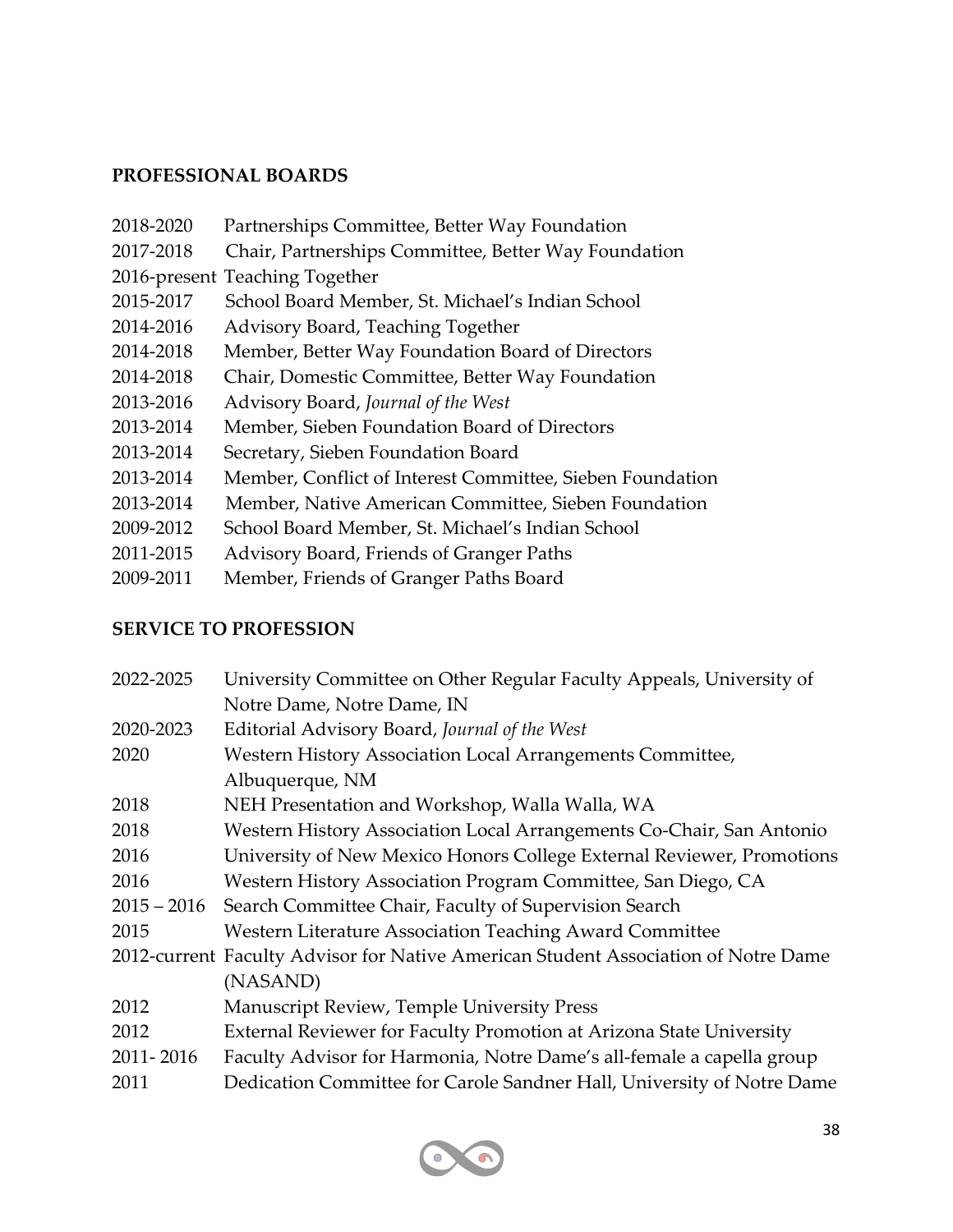## PROFESSIONAL BOARDS

2018-2020 Partnerships Committee, Better Way Foundation
2017-2018 Chair, Partnerships Committee, Better Way Foundation
2016-present Teaching Together
2015-2017 School Board Member, St. Michael's Indian School
2014-2016 Advisory Board, Teaching Together
2014-2018 Member, Better Way Foundation Board of Directors
2014-2018 Chair, Domestic Committee, Better Way Foundation
2013-2016 Advisory Board, *Journal of the West*
2013-2014 Member, Sieben Foundation Board of Directors
2013-2014 Secretary, Sieben Foundation Board
2013-2014 Member, Conflict of Interest Committee, Sieben Foundation
2013-2014 Member, Native American Committee, Sieben Foundation
2009-2012 School Board Member, St. Michael's Indian School
2011-2015 Advisory Board, Friends of Granger Paths
2009-2011 Member, Friends of Granger Paths Board

## SERVICE TO PROFESSION

2022-2025 University Committee on Other Regular Faculty Appeals, University of Notre Dame, Notre Dame, IN
2020-2023 Editorial Advisory Board, *Journal of the West*
2020 Western History Association Local Arrangements Committee, Albuquerque, NM
2018 NEH Presentation and Workshop, Walla Walla, WA
2018 Western History Association Local Arrangements Co-Chair, San Antonio
2016 University of New Mexico Honors College External Reviewer, Promotions
2016 Western History Association Program Committee, San Diego, CA
2015 – 2016 Search Committee Chair, Faculty of Supervision Search
2015 Western Literature Association Teaching Award Committee
2012-current Faculty Advisor for Native American Student Association of Notre Dame (NASAND)
2012 Manuscript Review, Temple University Press
2012 External Reviewer for Faculty Promotion at Arizona State University
2011- 2016 Faculty Advisor for Harmonia, Notre Dame's all-female a capella group
2011 Dedication Committee for Carole Sandner Hall, University of Notre Dame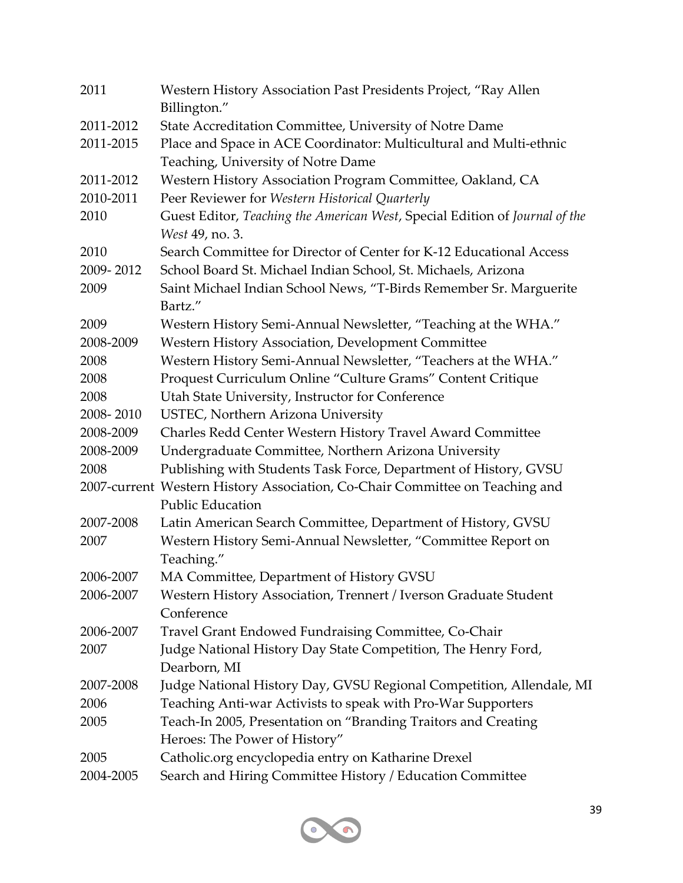| | |
|---|---|
| 2011 | Western History Association Past Presidents Project, "Ray Allen Billington." |
| 2011-2012 | State Accreditation Committee, University of Notre Dame |
| 2011-2015 | Place and Space in ACE Coordinator: Multicultural and Multi-ethnic Teaching, University of Notre Dame |
| 2011-2012 | Western History Association Program Committee, Oakland, CA |
| 2010-2011 | Peer Reviewer for *Western Historical Quarterly* |
| 2010 | Guest Editor, *Teaching the American West*, Special Edition of *Journal of the West* 49, no. 3. |
| 2010 | Search Committee for Director of Center for K-12 Educational Access |
| 2009- 2012 | School Board St. Michael Indian School, St. Michaels, Arizona |
| 2009 | Saint Michael Indian School News, "T-Birds Remember Sr. Marguerite Bartz." |
| 2009 | Western History Semi-Annual Newsletter, "Teaching at the WHA." |
| 2008-2009 | Western History Association, Development Committee |
| 2008 | Western History Semi-Annual Newsletter, "Teachers at the WHA." |
| 2008 | Proquest Curriculum Online "Culture Grams" Content Critique |
| 2008 | Utah State University, Instructor for Conference |
| 2008- 2010 | USTEC, Northern Arizona University |
| 2008-2009 | Charles Redd Center Western History Travel Award Committee |
| 2008-2009 | Undergraduate Committee, Northern Arizona University |
| 2008 | Publishing with Students Task Force, Department of History, GVSU |
| 2007-current | Western History Association, Co-Chair Committee on Teaching and Public Education |
| 2007-2008 | Latin American Search Committee, Department of History, GVSU |
| 2007 | Western History Semi-Annual Newsletter, "Committee Report on Teaching." |
| 2006-2007 | MA Committee, Department of History GVSU |
| 2006-2007 | Western History Association, Trennert / Iverson Graduate Student Conference |
| 2006-2007 | Travel Grant Endowed Fundraising Committee, Co-Chair |
| 2007 | Judge National History Day State Competition, The Henry Ford, Dearborn, MI |
| 2007-2008 | Judge National History Day, GVSU Regional Competition, Allendale, MI |
| 2006 | Teaching Anti-war Activists to speak with Pro-War Supporters |
| 2005 | Teach-In 2005, Presentation on "Branding Traitors and Creating Heroes: The Power of History" |
| 2005 | Catholic.org encyclopedia entry on Katharine Drexel |
| 2004-2005 | Search and Hiring Committee History / Education Committee |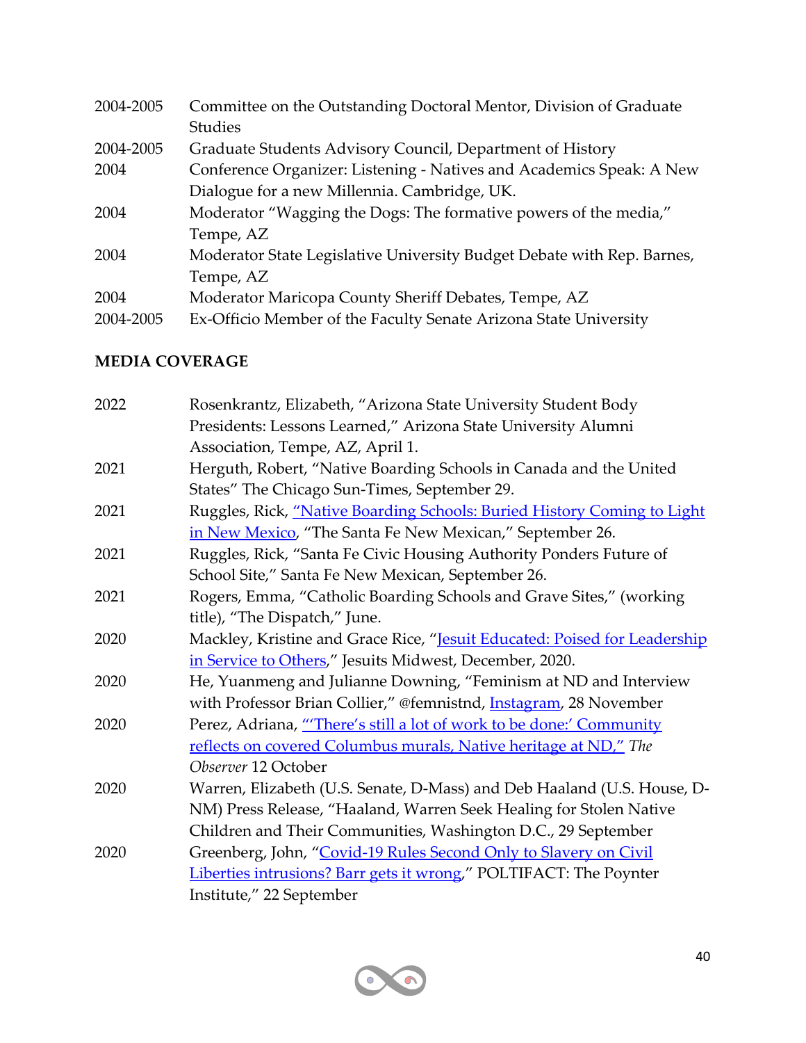| | |
|---|---|
| 2004-2005 | Committee on the Outstanding Doctoral Mentor, Division of Graduate Studies |
| 2004-2005 | Graduate Students Advisory Council, Department of History |
| 2004 | Conference Organizer: Listening - Natives and Academics Speak: A New Dialogue for a new Millennia. Cambridge, UK. |
| 2004 | Moderator "Wagging the Dogs: The formative powers of the media," Tempe, AZ |
| 2004 | Moderator State Legislative University Budget Debate with Rep. Barnes, Tempe, AZ |
| 2004 | Moderator Maricopa County Sheriff Debates, Tempe, AZ |
| 2004-2005 | Ex-Officio Member of the Faculty Senate Arizona State University |

**MEDIA COVERAGE**

| | |
|---|---|
| 2022 | Rosenkrantz, Elizabeth, "Arizona State University Student Body Presidents: Lessons Learned," Arizona State University Alumni Association, Tempe, AZ, April 1. |
| 2021 | Herguth, Robert, "Native Boarding Schools in Canada and the United States" The Chicago Sun-Times, September 29. |
| 2021 | Ruggles, Rick, "Native Boarding Schools: Buried History Coming to Light in New Mexico, "The Santa Fe New Mexican," September 26. |
| 2021 | Ruggles, Rick, "Santa Fe Civic Housing Authority Ponders Future of School Site," Santa Fe New Mexican, September 26. |
| 2021 | Rogers, Emma, "Catholic Boarding Schools and Grave Sites," (working title), "The Dispatch," June. |
| 2020 | Mackley, Kristine and Grace Rice, "Jesuit Educated: Poised for Leadership in Service to Others," Jesuits Midwest, December, 2020. |
| 2020 | He, Yuanmeng and Julianne Downing, "Feminism at ND and Interview with Professor Brian Collier," @femnistnd, Instagram, 28 November |
| 2020 | Perez, Adriana, "'There's still a lot of work to be done:' Community reflects on covered Columbus murals, Native heritage at ND," *The Observer* 12 October |
| 2020 | Warren, Elizabeth (U.S. Senate, D-Mass) and Deb Haaland (U.S. House, D-NM) Press Release, "Haaland, Warren Seek Healing for Stolen Native Children and Their Communities, Washington D.C., 29 September |
| 2020 | Greenberg, John, "Covid-19 Rules Second Only to Slavery on Civil Liberties intrusions? Barr gets it wrong," POLTIFACT: The Poynter Institute," 22 September |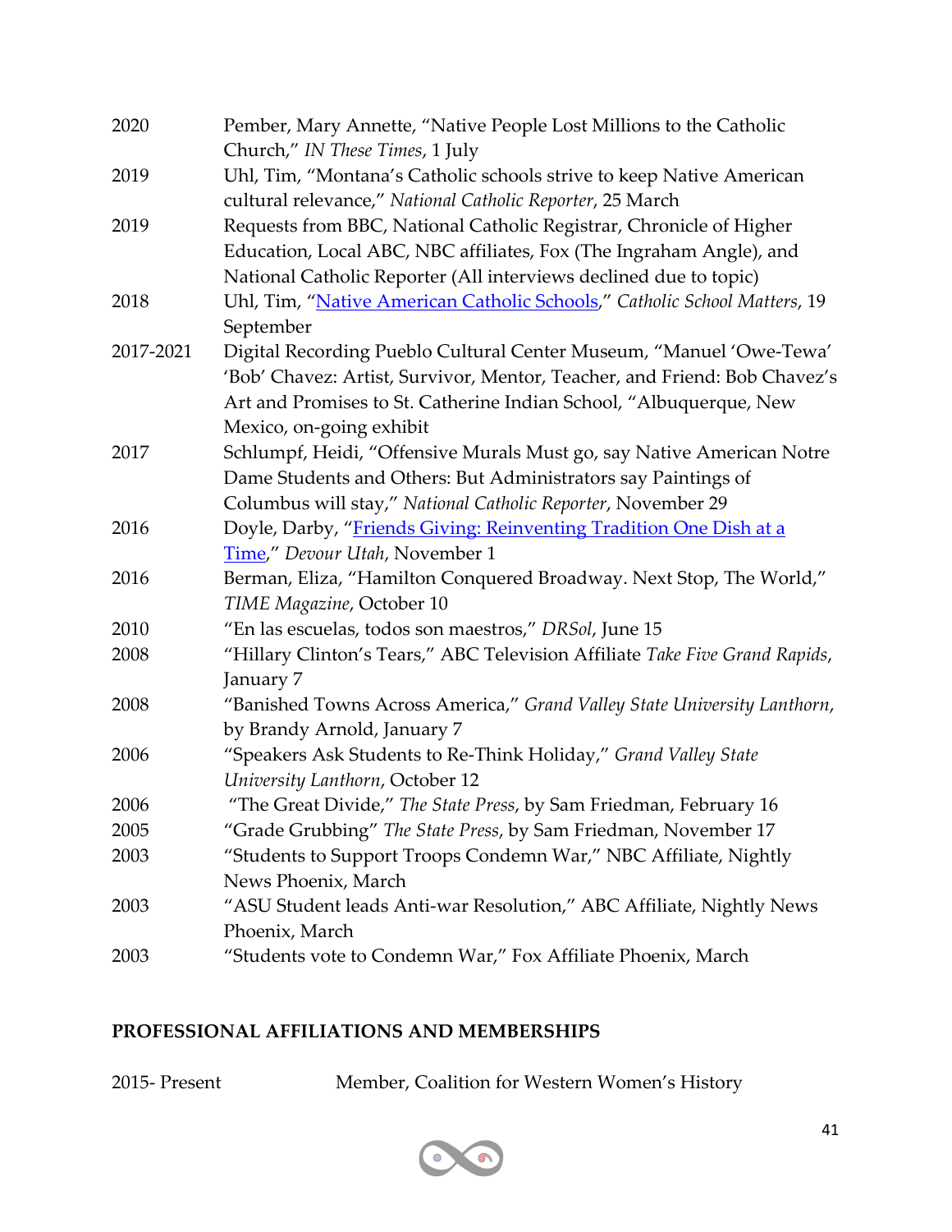| | |
|---|---|
| 2020 | Pember, Mary Annette, "Native People Lost Millions to the Catholic Church," *IN These Times*, 1 July |
| 2019 | Uhl, Tim, "Montana's Catholic schools strive to keep Native American cultural relevance," *National Catholic Reporter*, 25 March |
| 2019 | Requests from BBC, National Catholic Registrar, Chronicle of Higher Education, Local ABC, NBC affiliates, Fox (The Ingraham Angle), and National Catholic Reporter (All interviews declined due to topic) |
| 2018 | Uhl, Tim, "Native American Catholic Schools," *Catholic School Matters*, 19 September |
| 2017-2021 | Digital Recording Pueblo Cultural Center Museum, "Manuel 'Owe-Tewa' 'Bob' Chavez: Artist, Survivor, Mentor, Teacher, and Friend: Bob Chavez's Art and Promises to St. Catherine Indian School, "Albuquerque, New Mexico, on-going exhibit |
| 2017 | Schlumpf, Heidi, "Offensive Murals Must go, say Native American Notre Dame Students and Others: But Administrators say Paintings of Columbus will stay," *National Catholic Reporter*, November 29 |
| 2016 | Doyle, Darby, "Friends Giving: Reinventing Tradition One Dish at a Time," *Devour Utah*, November 1 |
| 2016 | Berman, Eliza, "Hamilton Conquered Broadway. Next Stop, The World," *TIME Magazine*, October 10 |
| 2010 | "En las escuelas, todos son maestros," *DRSol*, June 15 |
| 2008 | "Hillary Clinton's Tears," ABC Television Affiliate *Take Five Grand Rapids*, January 7 |
| 2008 | "Banished Towns Across America," *Grand Valley State University Lanthorn*, by Brandy Arnold, January 7 |
| 2006 | "Speakers Ask Students to Re-Think Holiday," *Grand Valley State University Lanthorn*, October 12 |
| 2006 | "The Great Divide," *The State Press*, by Sam Friedman, February 16 |
| 2005 | "Grade Grubbing" *The State Press*, by Sam Friedman, November 17 |
| 2003 | "Students to Support Troops Condemn War," NBC Affiliate, Nightly News Phoenix, March |
| 2003 | "ASU Student leads Anti-war Resolution," ABC Affiliate, Nightly News Phoenix, March |
| 2003 | "Students vote to Condemn War," Fox Affiliate Phoenix, March |

## PROFESSIONAL AFFILIATIONS AND MEMBERSHIPS

| | |
|---|---|
| 2015- Present | Member, Coalition for Western Women's History |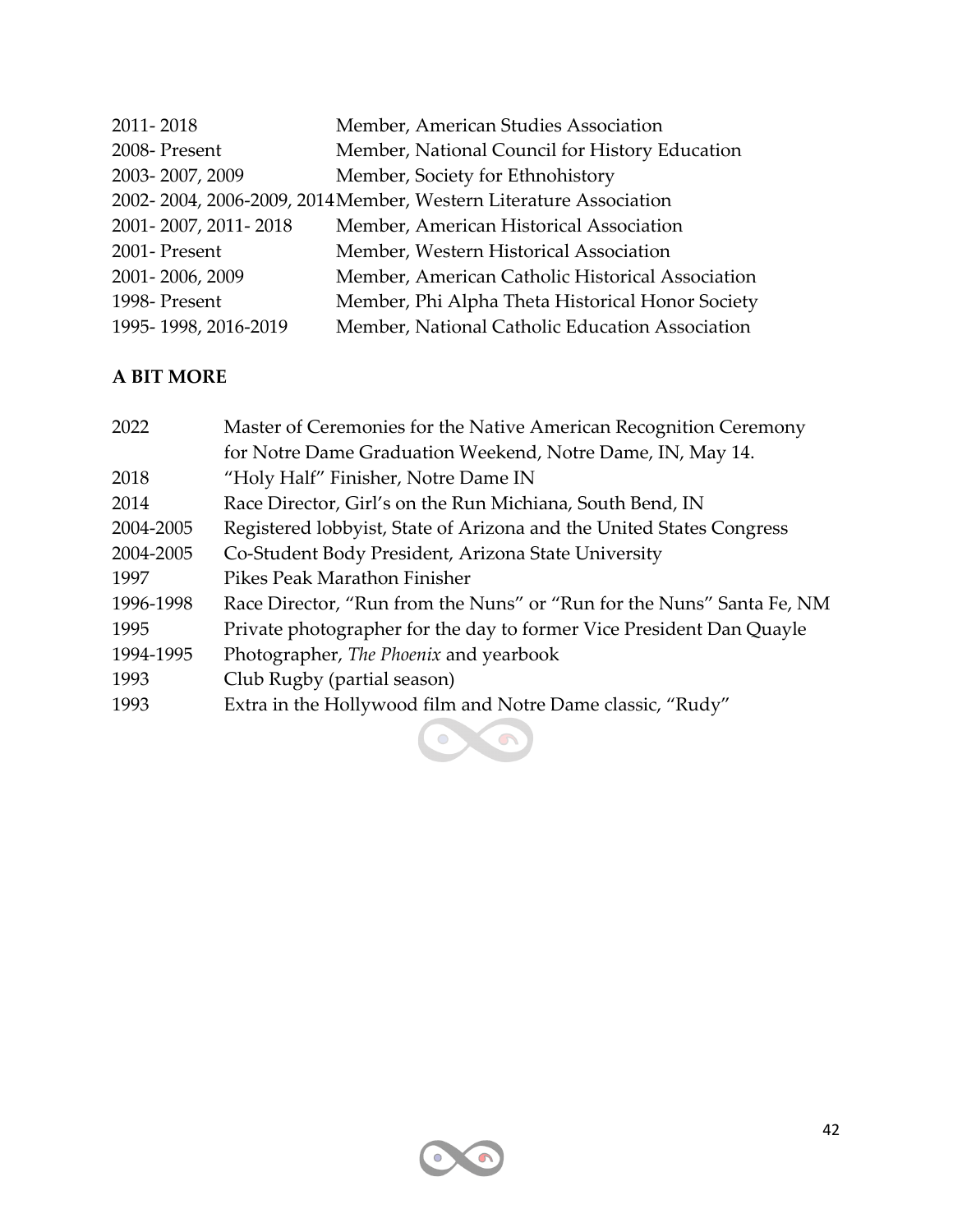| | |
|---|---|
| 2011- 2018 | Member, American Studies Association |
| 2008- Present | Member, National Council for History Education |
| 2003- 2007, 2009 | Member, Society for Ethnohistory |
| 2002- 2004, 2006-2009, 2014 | Member, Western Literature Association |
| 2001- 2007, 2011- 2018 | Member, American Historical Association |
| 2001- Present | Member, Western Historical Association |
| 2001- 2006, 2009 | Member, American Catholic Historical Association |
| 1998- Present | Member, Phi Alpha Theta Historical Honor Society |
| 1995- 1998, 2016-2019 | Member, National Catholic Education Association |

**A BIT MORE**

| | |
|---|---|
| 2022 | Master of Ceremonies for the Native American Recognition Ceremony for Notre Dame Graduation Weekend, Notre Dame, IN, May 14. |
| 2018 | "Holy Half" Finisher, Notre Dame IN |
| 2014 | Race Director, Girl's on the Run Michiana, South Bend, IN |
| 2004-2005 | Registered lobbyist, State of Arizona and the United States Congress |
| 2004-2005 | Co-Student Body President, Arizona State University |
| 1997 | Pikes Peak Marathon Finisher |
| 1996-1998 | Race Director, "Run from the Nuns" or "Run for the Nuns" Santa Fe, NM |
| 1995 | Private photographer for the day to former Vice President Dan Quayle |
| 1994-1995 | Photographer, *The Phoenix* and yearbook |
| 1993 | Club Rugby (partial season) |
| 1993 | Extra in the Hollywood film and Notre Dame classic, "Rudy" |